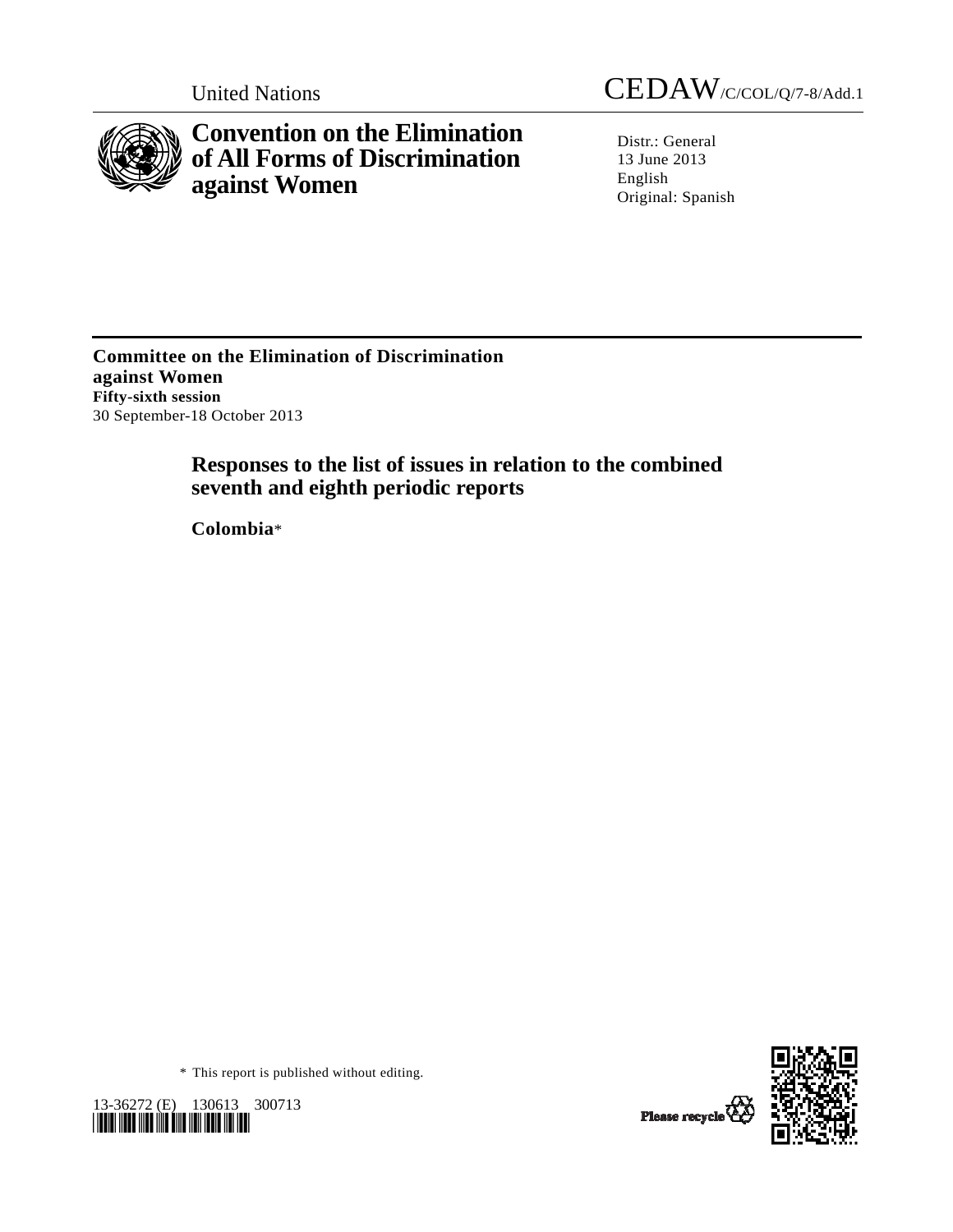United Nations CEDAW/C/COL/Q/7-8/Add.1

# Convention on the Elimination of All Forms of Discrimination against Women

Distr.: General
13 June 2013
English
Original: Spanish

**Committee on the Elimination of Discrimination against Women**
**Fifty-sixth session**
30 September-18 October 2013

## Responses to the list of issues in relation to the combined seventh and eighth periodic reports

**Colombia***

\* This report is published without editing.

13-36272 (E) 130613 300713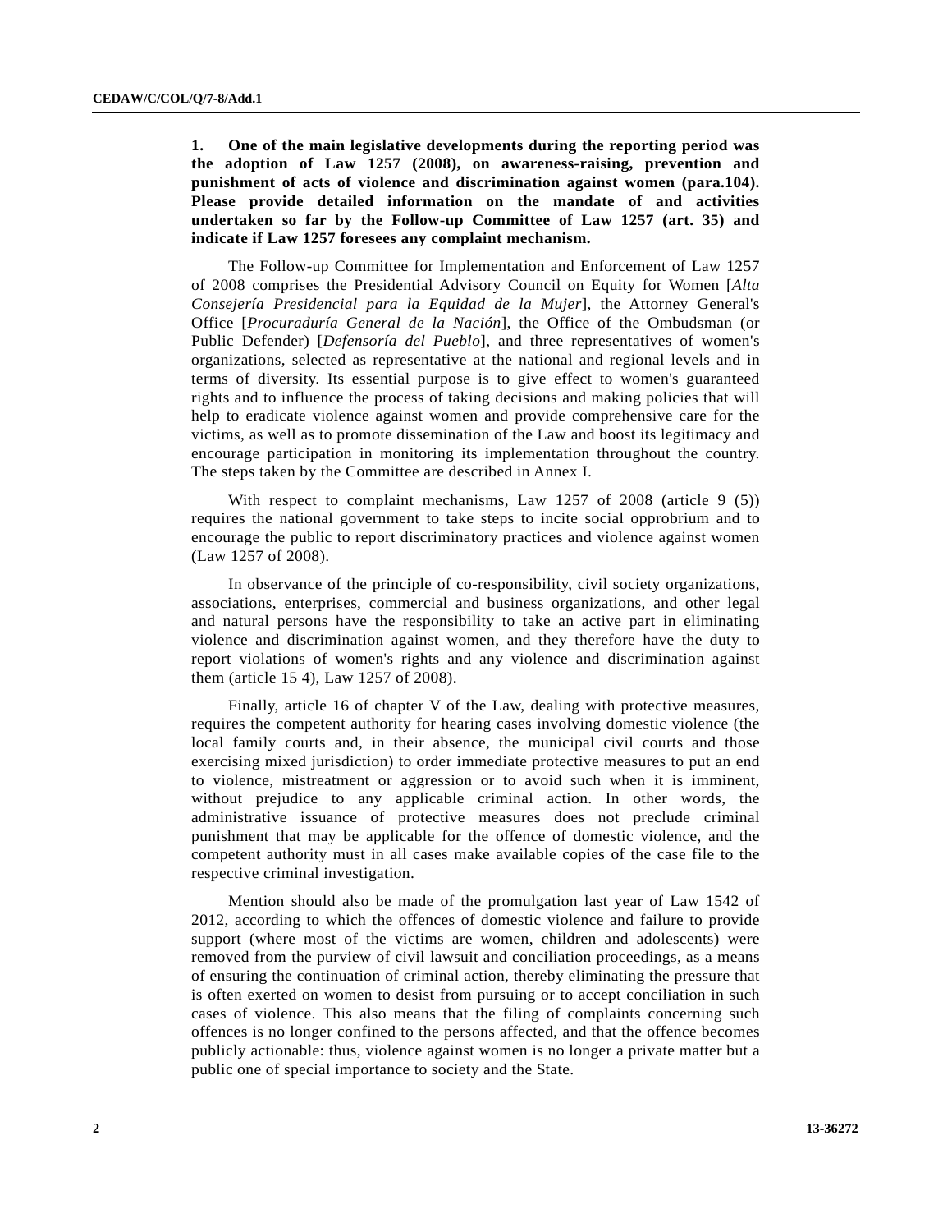**1. One of the main legislative developments during the reporting period was the adoption of Law 1257 (2008), on awareness-raising, prevention and punishment of acts of violence and discrimination against women (para.104). Please provide detailed information on the mandate of and activities undertaken so far by the Follow-up Committee of Law 1257 (art. 35) and indicate if Law 1257 foresees any complaint mechanism.**

The Follow-up Committee for Implementation and Enforcement of Law 1257 of 2008 comprises the Presidential Advisory Council on Equity for Women [*Alta Consejería Presidencial para la Equidad de la Mujer*], the Attorney General's Office [*Procuraduría General de la Nación*], the Office of the Ombudsman (or Public Defender) [*Defensoría del Pueblo*], and three representatives of women's organizations, selected as representative at the national and regional levels and in terms of diversity. Its essential purpose is to give effect to women's guaranteed rights and to influence the process of taking decisions and making policies that will help to eradicate violence against women and provide comprehensive care for the victims, as well as to promote dissemination of the Law and boost its legitimacy and encourage participation in monitoring its implementation throughout the country. The steps taken by the Committee are described in Annex I.

With respect to complaint mechanisms, Law 1257 of 2008 (article 9 (5)) requires the national government to take steps to incite social opprobrium and to encourage the public to report discriminatory practices and violence against women (Law 1257 of 2008).

In observance of the principle of co-responsibility, civil society organizations, associations, enterprises, commercial and business organizations, and other legal and natural persons have the responsibility to take an active part in eliminating violence and discrimination against women, and they therefore have the duty to report violations of women's rights and any violence and discrimination against them (article 15 4), Law 1257 of 2008).

Finally, article 16 of chapter V of the Law, dealing with protective measures, requires the competent authority for hearing cases involving domestic violence (the local family courts and, in their absence, the municipal civil courts and those exercising mixed jurisdiction) to order immediate protective measures to put an end to violence, mistreatment or aggression or to avoid such when it is imminent, without prejudice to any applicable criminal action. In other words, the administrative issuance of protective measures does not preclude criminal punishment that may be applicable for the offence of domestic violence, and the competent authority must in all cases make available copies of the case file to the respective criminal investigation.

Mention should also be made of the promulgation last year of Law 1542 of 2012, according to which the offences of domestic violence and failure to provide support (where most of the victims are women, children and adolescents) were removed from the purview of civil lawsuit and conciliation proceedings, as a means of ensuring the continuation of criminal action, thereby eliminating the pressure that is often exerted on women to desist from pursuing or to accept conciliation in such cases of violence. This also means that the filing of complaints concerning such offences is no longer confined to the persons affected, and that the offence becomes publicly actionable: thus, violence against women is no longer a private matter but a public one of special importance to society and the State.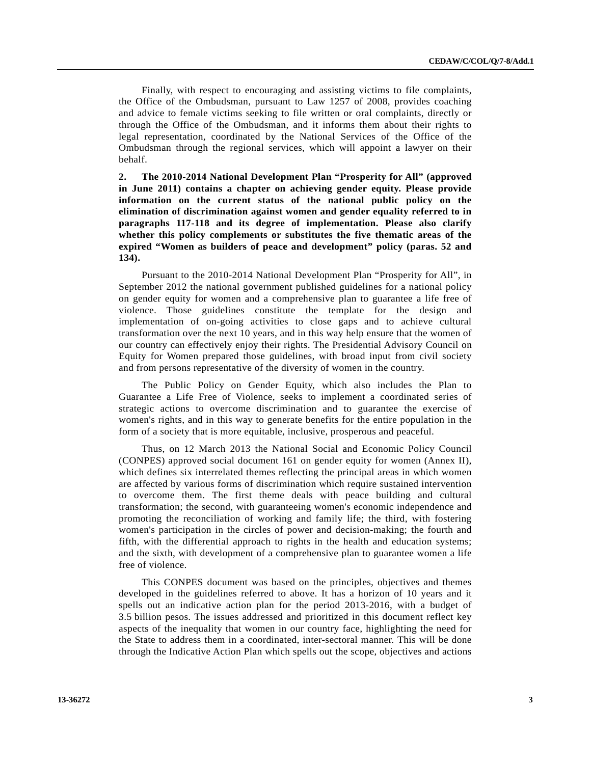Finally, with respect to encouraging and assisting victims to file complaints, the Office of the Ombudsman, pursuant to Law 1257 of 2008, provides coaching and advice to female victims seeking to file written or oral complaints, directly or through the Office of the Ombudsman, and it informs them about their rights to legal representation, coordinated by the National Services of the Office of the Ombudsman through the regional services, which will appoint a lawyer on their behalf.

**2. The 2010-2014 National Development Plan "Prosperity for All" (approved in June 2011) contains a chapter on achieving gender equity. Please provide information on the current status of the national public policy on the elimination of discrimination against women and gender equality referred to in paragraphs 117-118 and its degree of implementation. Please also clarify whether this policy complements or substitutes the five thematic areas of the expired "Women as builders of peace and development" policy (paras. 52 and 134).**

Pursuant to the 2010-2014 National Development Plan "Prosperity for All", in September 2012 the national government published guidelines for a national policy on gender equity for women and a comprehensive plan to guarantee a life free of violence. Those guidelines constitute the template for the design and implementation of on-going activities to close gaps and to achieve cultural transformation over the next 10 years, and in this way help ensure that the women of our country can effectively enjoy their rights. The Presidential Advisory Council on Equity for Women prepared those guidelines, with broad input from civil society and from persons representative of the diversity of women in the country.

The Public Policy on Gender Equity, which also includes the Plan to Guarantee a Life Free of Violence, seeks to implement a coordinated series of strategic actions to overcome discrimination and to guarantee the exercise of women's rights, and in this way to generate benefits for the entire population in the form of a society that is more equitable, inclusive, prosperous and peaceful.

Thus, on 12 March 2013 the National Social and Economic Policy Council (CONPES) approved social document 161 on gender equity for women (Annex II), which defines six interrelated themes reflecting the principal areas in which women are affected by various forms of discrimination which require sustained intervention to overcome them. The first theme deals with peace building and cultural transformation; the second, with guaranteeing women's economic independence and promoting the reconciliation of working and family life; the third, with fostering women's participation in the circles of power and decision-making; the fourth and fifth, with the differential approach to rights in the health and education systems; and the sixth, with development of a comprehensive plan to guarantee women a life free of violence.

This CONPES document was based on the principles, objectives and themes developed in the guidelines referred to above. It has a horizon of 10 years and it spells out an indicative action plan for the period 2013-2016, with a budget of 3.5 billion pesos. The issues addressed and prioritized in this document reflect key aspects of the inequality that women in our country face, highlighting the need for the State to address them in a coordinated, inter-sectoral manner. This will be done through the Indicative Action Plan which spells out the scope, objectives and actions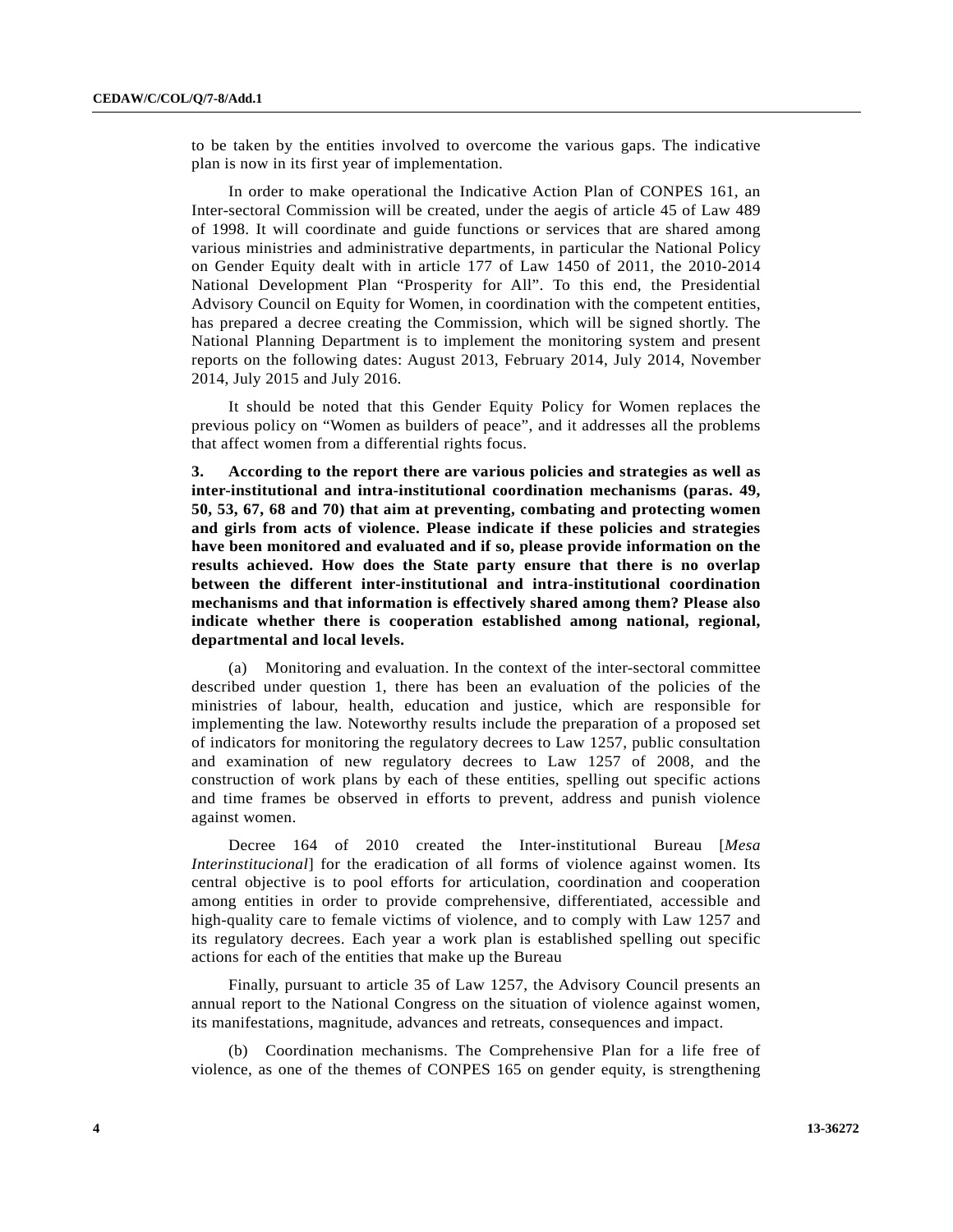to be taken by the entities involved to overcome the various gaps. The indicative plan is now in its first year of implementation.

In order to make operational the Indicative Action Plan of CONPES 161, an Inter-sectoral Commission will be created, under the aegis of article 45 of Law 489 of 1998. It will coordinate and guide functions or services that are shared among various ministries and administrative departments, in particular the National Policy on Gender Equity dealt with in article 177 of Law 1450 of 2011, the 2010-2014 National Development Plan "Prosperity for All". To this end, the Presidential Advisory Council on Equity for Women, in coordination with the competent entities, has prepared a decree creating the Commission, which will be signed shortly. The National Planning Department is to implement the monitoring system and present reports on the following dates: August 2013, February 2014, July 2014, November 2014, July 2015 and July 2016.

It should be noted that this Gender Equity Policy for Women replaces the previous policy on "Women as builders of peace", and it addresses all the problems that affect women from a differential rights focus.

**3. According to the report there are various policies and strategies as well as inter-institutional and intra-institutional coordination mechanisms (paras. 49, 50, 53, 67, 68 and 70) that aim at preventing, combating and protecting women and girls from acts of violence. Please indicate if these policies and strategies have been monitored and evaluated and if so, please provide information on the results achieved. How does the State party ensure that there is no overlap between the different inter-institutional and intra-institutional coordination mechanisms and that information is effectively shared among them? Please also indicate whether there is cooperation established among national, regional, departmental and local levels.**

(a) Monitoring and evaluation. In the context of the inter-sectoral committee described under question 1, there has been an evaluation of the policies of the ministries of labour, health, education and justice, which are responsible for implementing the law. Noteworthy results include the preparation of a proposed set of indicators for monitoring the regulatory decrees to Law 1257, public consultation and examination of new regulatory decrees to Law 1257 of 2008, and the construction of work plans by each of these entities, spelling out specific actions and time frames be observed in efforts to prevent, address and punish violence against women.

Decree 164 of 2010 created the Inter-institutional Bureau [*Mesa Interinstitucional*] for the eradication of all forms of violence against women. Its central objective is to pool efforts for articulation, coordination and cooperation among entities in order to provide comprehensive, differentiated, accessible and high-quality care to female victims of violence, and to comply with Law 1257 and its regulatory decrees. Each year a work plan is established spelling out specific actions for each of the entities that make up the Bureau

Finally, pursuant to article 35 of Law 1257, the Advisory Council presents an annual report to the National Congress on the situation of violence against women, its manifestations, magnitude, advances and retreats, consequences and impact.

(b) Coordination mechanisms. The Comprehensive Plan for a life free of violence, as one of the themes of CONPES 165 on gender equity, is strengthening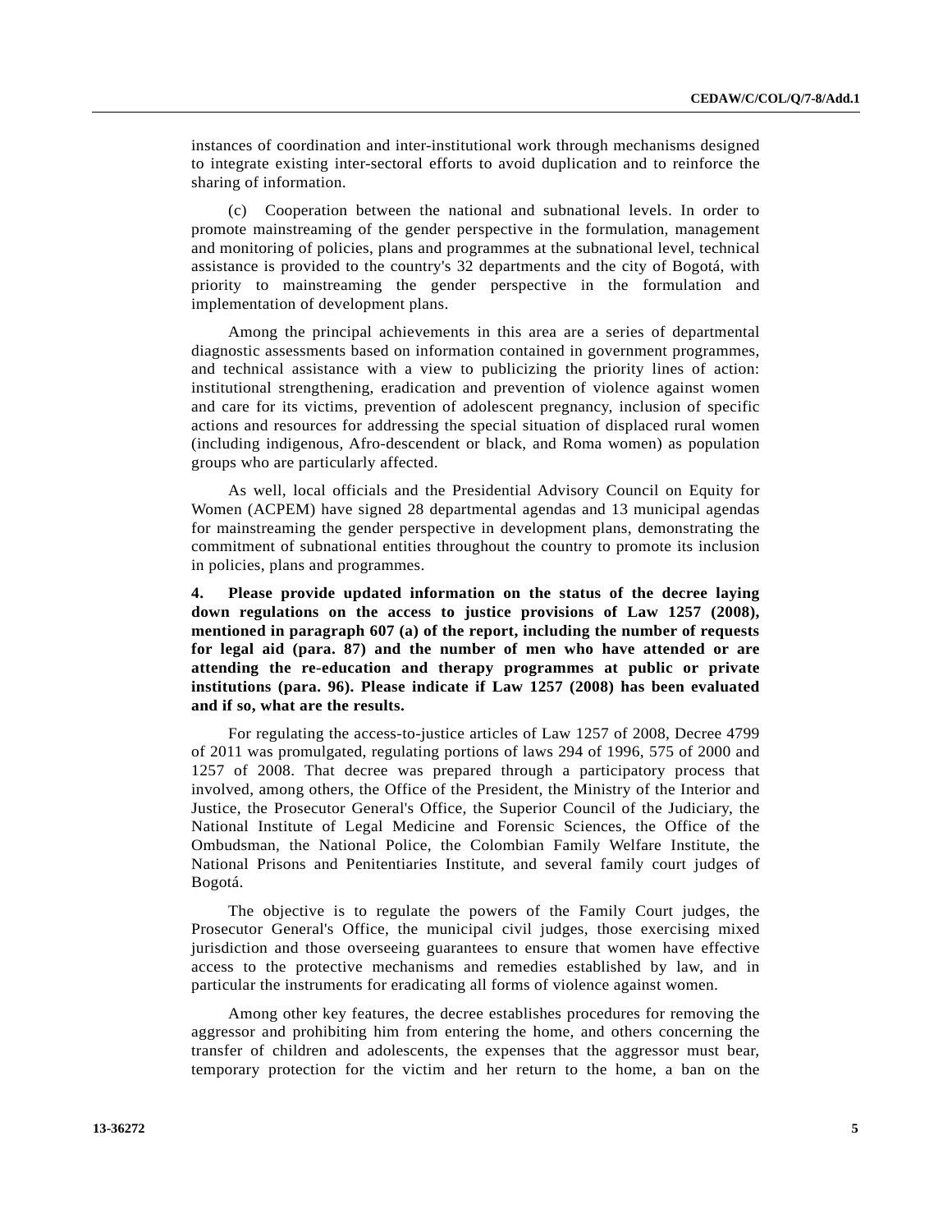instances of coordination and inter-institutional work through mechanisms designed to integrate existing inter-sectoral efforts to avoid duplication and to reinforce the sharing of information.

(c) Cooperation between the national and subnational levels. In order to promote mainstreaming of the gender perspective in the formulation, management and monitoring of policies, plans and programmes at the subnational level, technical assistance is provided to the country's 32 departments and the city of Bogotá, with priority to mainstreaming the gender perspective in the formulation and implementation of development plans.

Among the principal achievements in this area are a series of departmental diagnostic assessments based on information contained in government programmes, and technical assistance with a view to publicizing the priority lines of action: institutional strengthening, eradication and prevention of violence against women and care for its victims, prevention of adolescent pregnancy, inclusion of specific actions and resources for addressing the special situation of displaced rural women (including indigenous, Afro-descendent or black, and Roma women) as population groups who are particularly affected.

As well, local officials and the Presidential Advisory Council on Equity for Women (ACPEM) have signed 28 departmental agendas and 13 municipal agendas for mainstreaming the gender perspective in development plans, demonstrating the commitment of subnational entities throughout the country to promote its inclusion in policies, plans and programmes.

**4. Please provide updated information on the status of the decree laying down regulations on the access to justice provisions of Law 1257 (2008), mentioned in paragraph 607 (a) of the report, including the number of requests for legal aid (para. 87) and the number of men who have attended or are attending the re-education and therapy programmes at public or private institutions (para. 96). Please indicate if Law 1257 (2008) has been evaluated and if so, what are the results.**

For regulating the access-to-justice articles of Law 1257 of 2008, Decree 4799 of 2011 was promulgated, regulating portions of laws 294 of 1996, 575 of 2000 and 1257 of 2008. That decree was prepared through a participatory process that involved, among others, the Office of the President, the Ministry of the Interior and Justice, the Prosecutor General's Office, the Superior Council of the Judiciary, the National Institute of Legal Medicine and Forensic Sciences, the Office of the Ombudsman, the National Police, the Colombian Family Welfare Institute, the National Prisons and Penitentiaries Institute, and several family court judges of Bogotá.

The objective is to regulate the powers of the Family Court judges, the Prosecutor General's Office, the municipal civil judges, those exercising mixed jurisdiction and those overseeing guarantees to ensure that women have effective access to the protective mechanisms and remedies established by law, and in particular the instruments for eradicating all forms of violence against women.

Among other key features, the decree establishes procedures for removing the aggressor and prohibiting him from entering the home, and others concerning the transfer of children and adolescents, the expenses that the aggressor must bear, temporary protection for the victim and her return to the home, a ban on the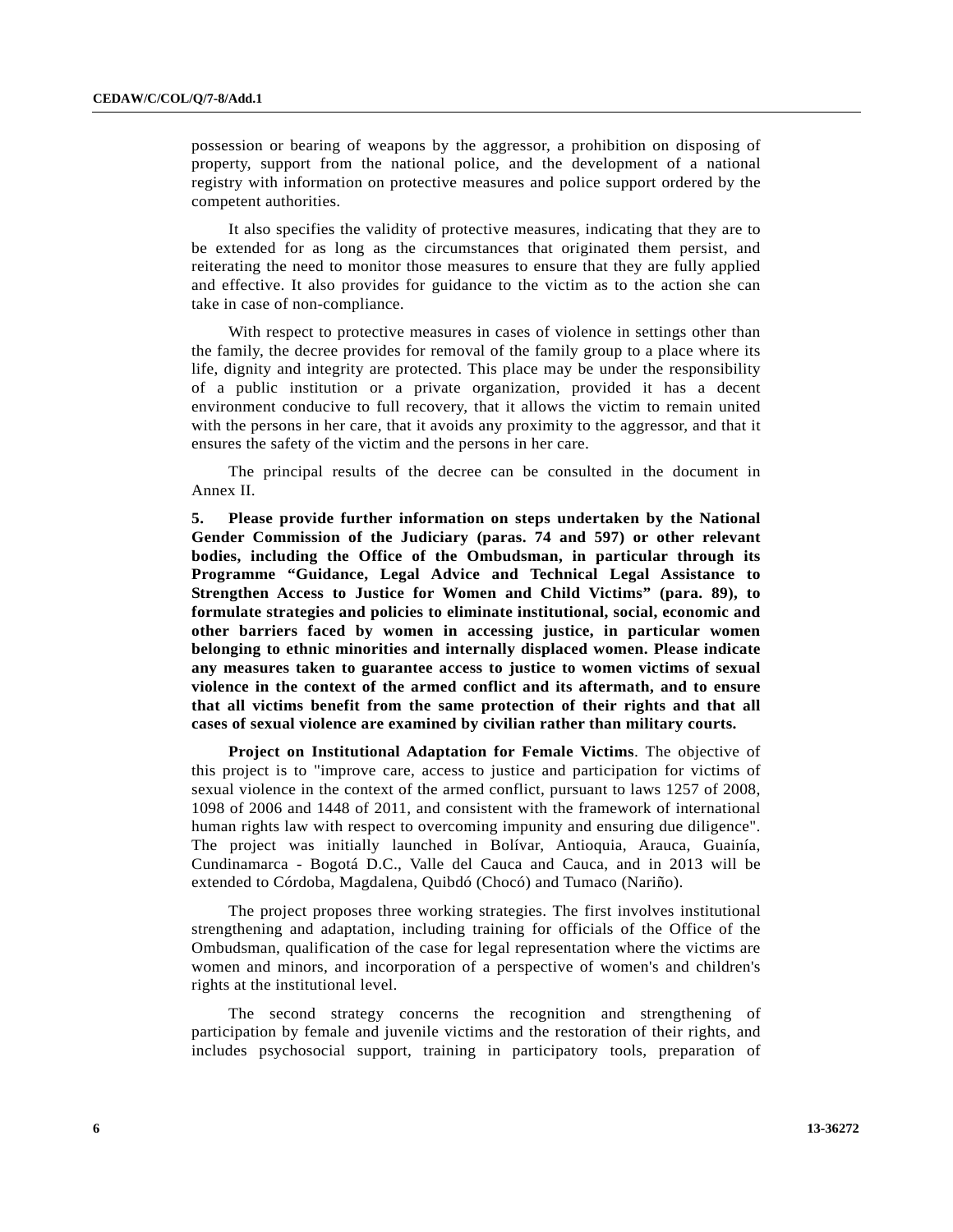possession or bearing of weapons by the aggressor, a prohibition on disposing of property, support from the national police, and the development of a national registry with information on protective measures and police support ordered by the competent authorities.

It also specifies the validity of protective measures, indicating that they are to be extended for as long as the circumstances that originated them persist, and reiterating the need to monitor those measures to ensure that they are fully applied and effective. It also provides for guidance to the victim as to the action she can take in case of non-compliance.

With respect to protective measures in cases of violence in settings other than the family, the decree provides for removal of the family group to a place where its life, dignity and integrity are protected. This place may be under the responsibility of a public institution or a private organization, provided it has a decent environment conducive to full recovery, that it allows the victim to remain united with the persons in her care, that it avoids any proximity to the aggressor, and that it ensures the safety of the victim and the persons in her care.

The principal results of the decree can be consulted in the document in Annex II.

**5. Please provide further information on steps undertaken by the National Gender Commission of the Judiciary (paras. 74 and 597) or other relevant bodies, including the Office of the Ombudsman, in particular through its Programme "Guidance, Legal Advice and Technical Legal Assistance to Strengthen Access to Justice for Women and Child Victims" (para. 89), to formulate strategies and policies to eliminate institutional, social, economic and other barriers faced by women in accessing justice, in particular women belonging to ethnic minorities and internally displaced women. Please indicate any measures taken to guarantee access to justice to women victims of sexual violence in the context of the armed conflict and its aftermath, and to ensure that all victims benefit from the same protection of their rights and that all cases of sexual violence are examined by civilian rather than military courts.**

**Project on Institutional Adaptation for Female Victims**. The objective of this project is to "improve care, access to justice and participation for victims of sexual violence in the context of the armed conflict, pursuant to laws 1257 of 2008, 1098 of 2006 and 1448 of 2011, and consistent with the framework of international human rights law with respect to overcoming impunity and ensuring due diligence". The project was initially launched in Bolívar, Antioquia, Arauca, Guainía, Cundinamarca - Bogotá D.C., Valle del Cauca and Cauca, and in 2013 will be extended to Córdoba, Magdalena, Quibdó (Chocó) and Tumaco (Nariño).

The project proposes three working strategies. The first involves institutional strengthening and adaptation, including training for officials of the Office of the Ombudsman, qualification of the case for legal representation where the victims are women and minors, and incorporation of a perspective of women's and children's rights at the institutional level.

The second strategy concerns the recognition and strengthening of participation by female and juvenile victims and the restoration of their rights, and includes psychosocial support, training in participatory tools, preparation of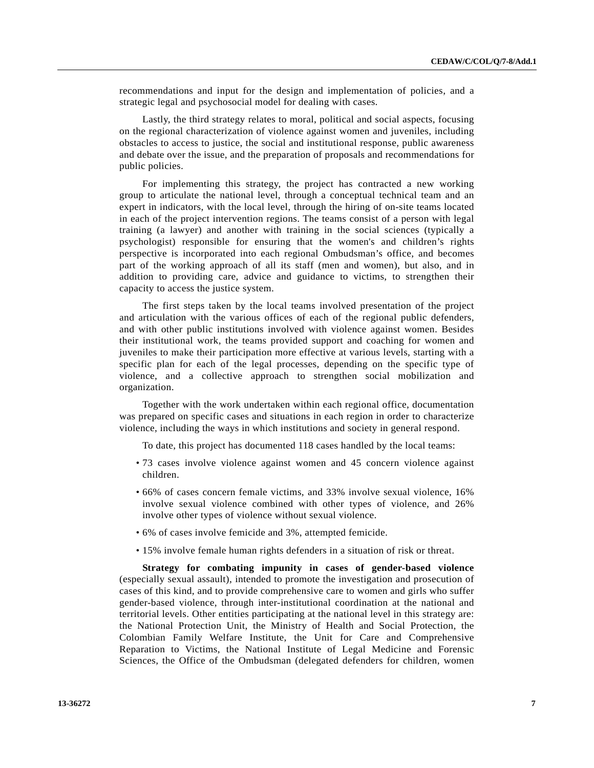recommendations and input for the design and implementation of policies, and a strategic legal and psychosocial model for dealing with cases.

Lastly, the third strategy relates to moral, political and social aspects, focusing on the regional characterization of violence against women and juveniles, including obstacles to access to justice, the social and institutional response, public awareness and debate over the issue, and the preparation of proposals and recommendations for public policies.

For implementing this strategy, the project has contracted a new working group to articulate the national level, through a conceptual technical team and an expert in indicators, with the local level, through the hiring of on-site teams located in each of the project intervention regions. The teams consist of a person with legal training (a lawyer) and another with training in the social sciences (typically a psychologist) responsible for ensuring that the women's and children's rights perspective is incorporated into each regional Ombudsman's office, and becomes part of the working approach of all its staff (men and women), but also, and in addition to providing care, advice and guidance to victims, to strengthen their capacity to access the justice system.

The first steps taken by the local teams involved presentation of the project and articulation with the various offices of each of the regional public defenders, and with other public institutions involved with violence against women. Besides their institutional work, the teams provided support and coaching for women and juveniles to make their participation more effective at various levels, starting with a specific plan for each of the legal processes, depending on the specific type of violence, and a collective approach to strengthen social mobilization and organization.

Together with the work undertaken within each regional office, documentation was prepared on specific cases and situations in each region in order to characterize violence, including the ways in which institutions and society in general respond.

To date, this project has documented 118 cases handled by the local teams:

- 73 cases involve violence against women and 45 concern violence against children.
- 66% of cases concern female victims, and 33% involve sexual violence, 16% involve sexual violence combined with other types of violence, and 26% involve other types of violence without sexual violence.
- 6% of cases involve femicide and 3%, attempted femicide.
- 15% involve female human rights defenders in a situation of risk or threat.

**Strategy for combating impunity in cases of gender-based violence** (especially sexual assault), intended to promote the investigation and prosecution of cases of this kind, and to provide comprehensive care to women and girls who suffer gender-based violence, through inter-institutional coordination at the national and territorial levels. Other entities participating at the national level in this strategy are: the National Protection Unit, the Ministry of Health and Social Protection, the Colombian Family Welfare Institute, the Unit for Care and Comprehensive Reparation to Victims, the National Institute of Legal Medicine and Forensic Sciences, the Office of the Ombudsman (delegated defenders for children, women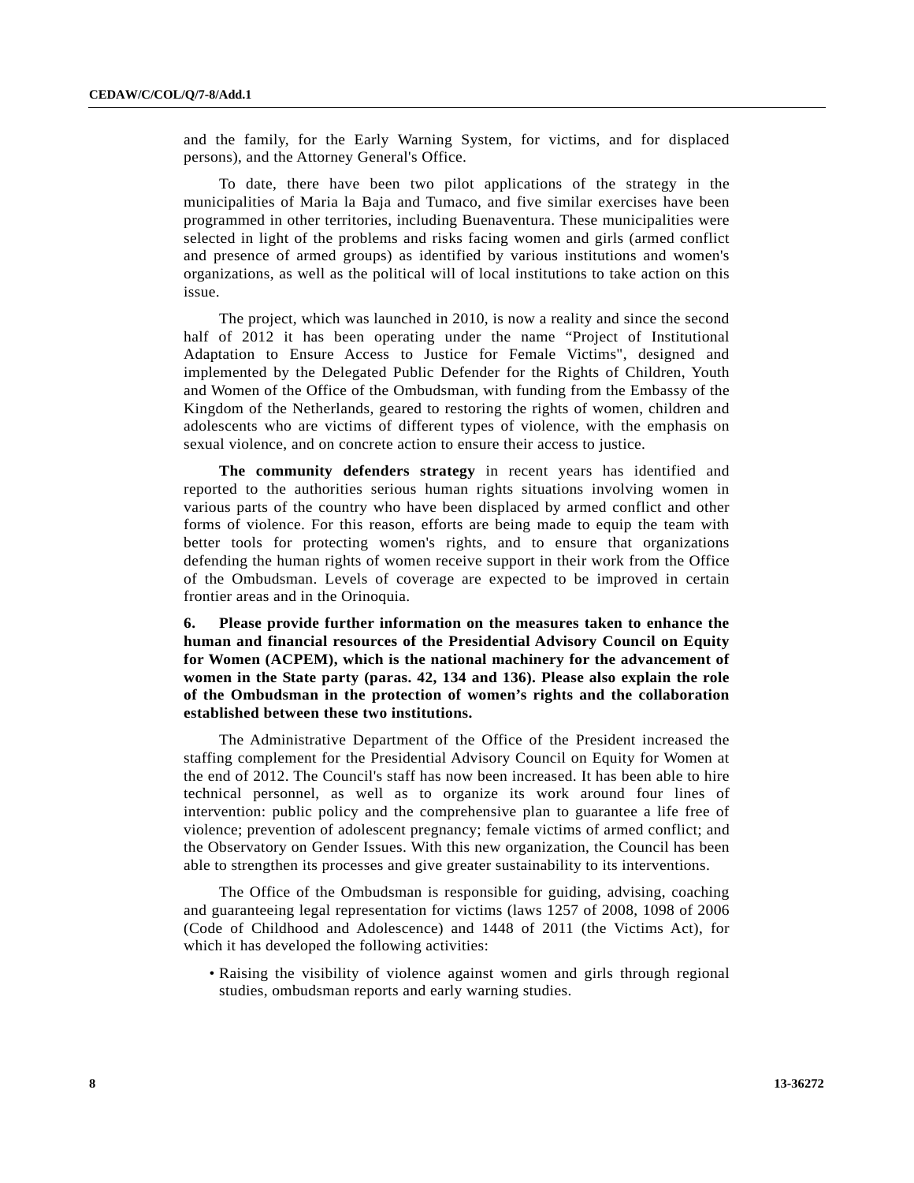and the family, for the Early Warning System, for victims, and for displaced persons), and the Attorney General's Office.

To date, there have been two pilot applications of the strategy in the municipalities of Maria la Baja and Tumaco, and five similar exercises have been programmed in other territories, including Buenaventura. These municipalities were selected in light of the problems and risks facing women and girls (armed conflict and presence of armed groups) as identified by various institutions and women's organizations, as well as the political will of local institutions to take action on this issue.

The project, which was launched in 2010, is now a reality and since the second half of 2012 it has been operating under the name "Project of Institutional Adaptation to Ensure Access to Justice for Female Victims", designed and implemented by the Delegated Public Defender for the Rights of Children, Youth and Women of the Office of the Ombudsman, with funding from the Embassy of the Kingdom of the Netherlands, geared to restoring the rights of women, children and adolescents who are victims of different types of violence, with the emphasis on sexual violence, and on concrete action to ensure their access to justice.

**The community defenders strategy** in recent years has identified and reported to the authorities serious human rights situations involving women in various parts of the country who have been displaced by armed conflict and other forms of violence. For this reason, efforts are being made to equip the team with better tools for protecting women's rights, and to ensure that organizations defending the human rights of women receive support in their work from the Office of the Ombudsman. Levels of coverage are expected to be improved in certain frontier areas and in the Orinoquia.

**6. Please provide further information on the measures taken to enhance the human and financial resources of the Presidential Advisory Council on Equity for Women (ACPEM), which is the national machinery for the advancement of women in the State party (paras. 42, 134 and 136). Please also explain the role of the Ombudsman in the protection of women's rights and the collaboration established between these two institutions.**

The Administrative Department of the Office of the President increased the staffing complement for the Presidential Advisory Council on Equity for Women at the end of 2012. The Council's staff has now been increased. It has been able to hire technical personnel, as well as to organize its work around four lines of intervention: public policy and the comprehensive plan to guarantee a life free of violence; prevention of adolescent pregnancy; female victims of armed conflict; and the Observatory on Gender Issues. With this new organization, the Council has been able to strengthen its processes and give greater sustainability to its interventions.

The Office of the Ombudsman is responsible for guiding, advising, coaching and guaranteeing legal representation for victims (laws 1257 of 2008, 1098 of 2006 (Code of Childhood and Adolescence) and 1448 of 2011 (the Victims Act), for which it has developed the following activities:

- Raising the visibility of violence against women and girls through regional studies, ombudsman reports and early warning studies.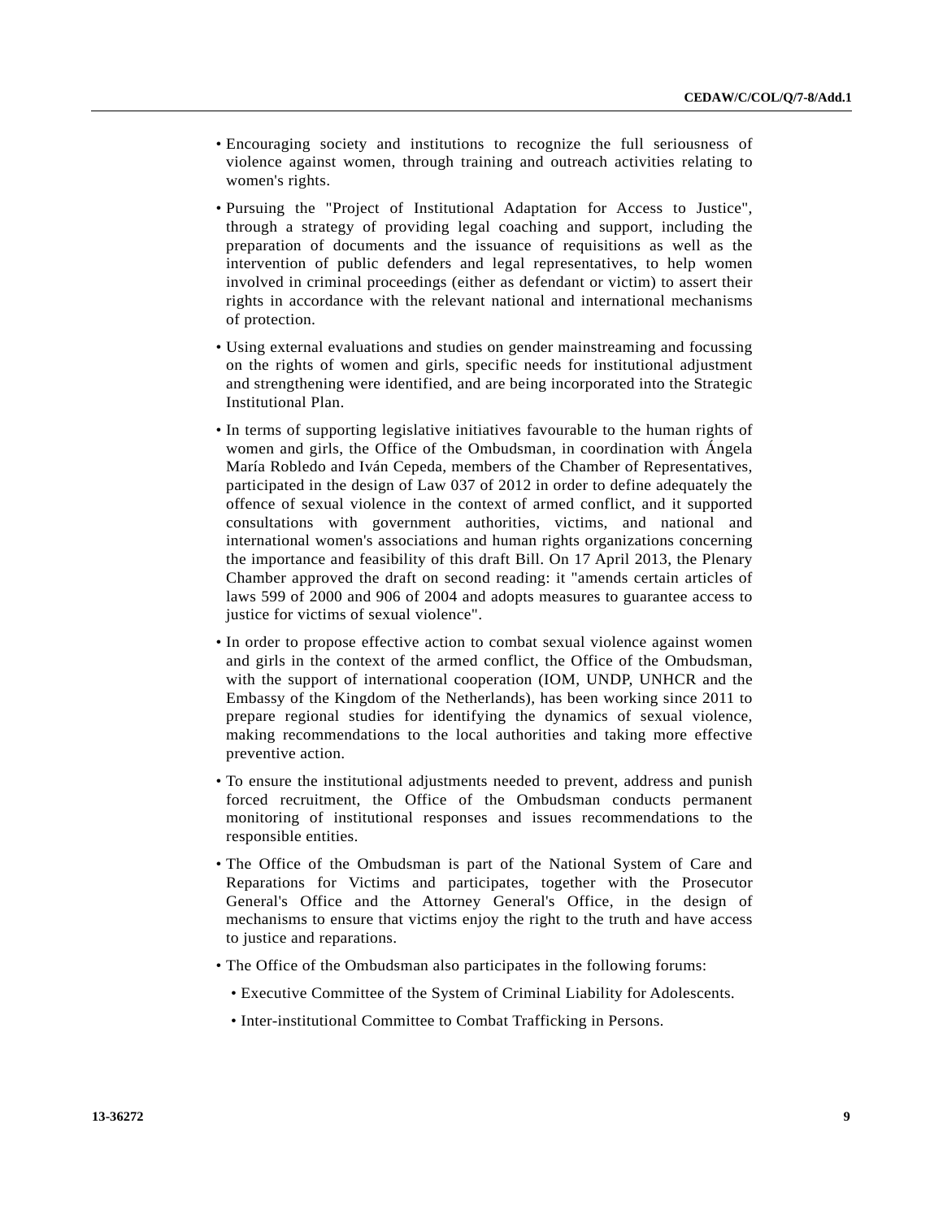- Encouraging society and institutions to recognize the full seriousness of violence against women, through training and outreach activities relating to women's rights.
- Pursuing the "Project of Institutional Adaptation for Access to Justice", through a strategy of providing legal coaching and support, including the preparation of documents and the issuance of requisitions as well as the intervention of public defenders and legal representatives, to help women involved in criminal proceedings (either as defendant or victim) to assert their rights in accordance with the relevant national and international mechanisms of protection.
- Using external evaluations and studies on gender mainstreaming and focussing on the rights of women and girls, specific needs for institutional adjustment and strengthening were identified, and are being incorporated into the Strategic Institutional Plan.
- In terms of supporting legislative initiatives favourable to the human rights of women and girls, the Office of the Ombudsman, in coordination with Ángela María Robledo and Iván Cepeda, members of the Chamber of Representatives, participated in the design of Law 037 of 2012 in order to define adequately the offence of sexual violence in the context of armed conflict, and it supported consultations with government authorities, victims, and national and international women's associations and human rights organizations concerning the importance and feasibility of this draft Bill. On 17 April 2013, the Plenary Chamber approved the draft on second reading: it "amends certain articles of laws 599 of 2000 and 906 of 2004 and adopts measures to guarantee access to justice for victims of sexual violence".
- In order to propose effective action to combat sexual violence against women and girls in the context of the armed conflict, the Office of the Ombudsman, with the support of international cooperation (IOM, UNDP, UNHCR and the Embassy of the Kingdom of the Netherlands), has been working since 2011 to prepare regional studies for identifying the dynamics of sexual violence, making recommendations to the local authorities and taking more effective preventive action.
- To ensure the institutional adjustments needed to prevent, address and punish forced recruitment, the Office of the Ombudsman conducts permanent monitoring of institutional responses and issues recommendations to the responsible entities.
- The Office of the Ombudsman is part of the National System of Care and Reparations for Victims and participates, together with the Prosecutor General's Office and the Attorney General's Office, in the design of mechanisms to ensure that victims enjoy the right to the truth and have access to justice and reparations.
- The Office of the Ombudsman also participates in the following forums:
  - Executive Committee of the System of Criminal Liability for Adolescents.
  - Inter-institutional Committee to Combat Trafficking in Persons.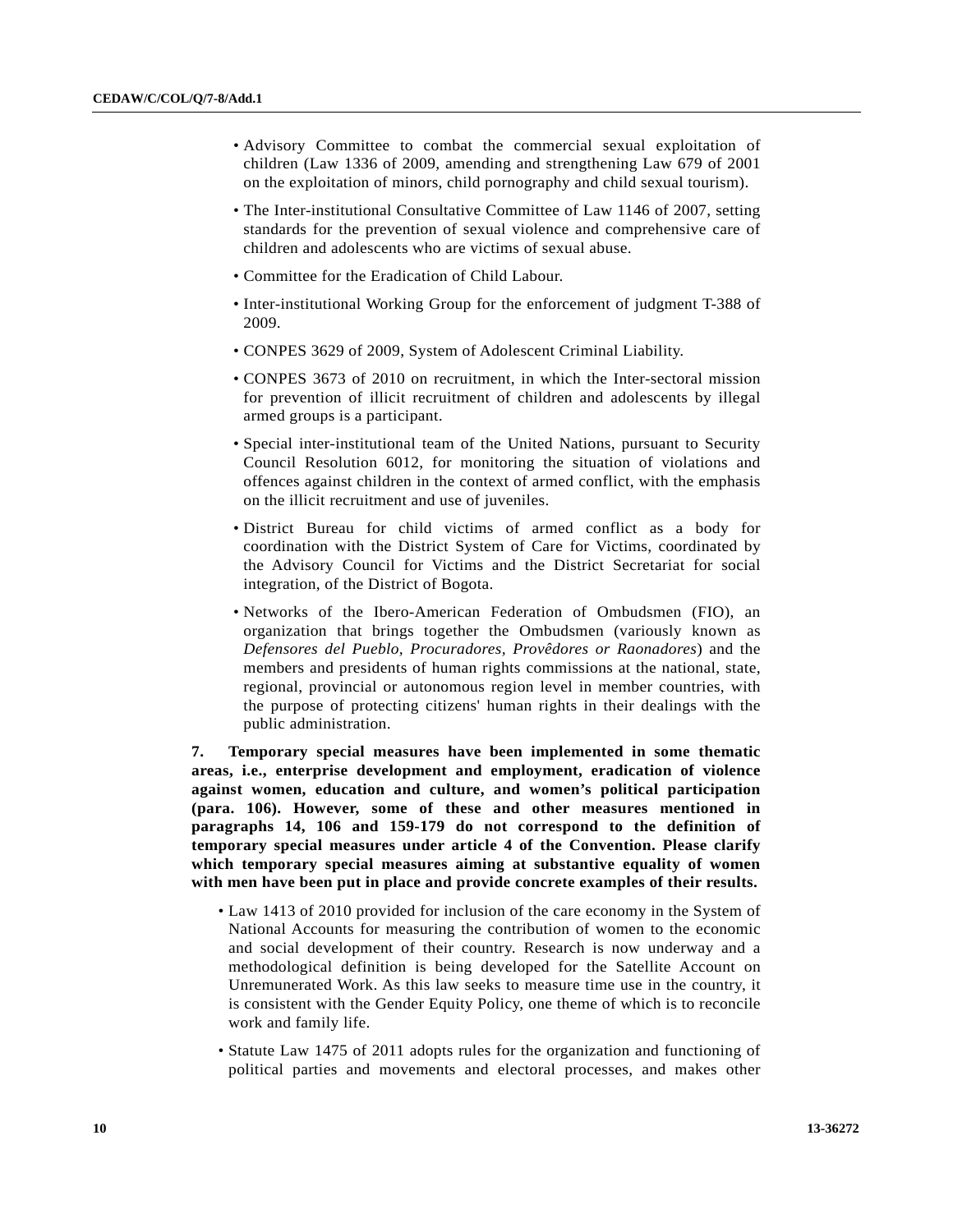- Advisory Committee to combat the commercial sexual exploitation of children (Law 1336 of 2009, amending and strengthening Law 679 of 2001 on the exploitation of minors, child pornography and child sexual tourism).
- The Inter-institutional Consultative Committee of Law 1146 of 2007, setting standards for the prevention of sexual violence and comprehensive care of children and adolescents who are victims of sexual abuse.
- Committee for the Eradication of Child Labour.
- Inter-institutional Working Group for the enforcement of judgment T-388 of 2009.
- CONPES 3629 of 2009, System of Adolescent Criminal Liability.
- CONPES 3673 of 2010 on recruitment, in which the Inter-sectoral mission for prevention of illicit recruitment of children and adolescents by illegal armed groups is a participant.
- Special inter-institutional team of the United Nations, pursuant to Security Council Resolution 6012, for monitoring the situation of violations and offences against children in the context of armed conflict, with the emphasis on the illicit recruitment and use of juveniles.
- District Bureau for child victims of armed conflict as a body for coordination with the District System of Care for Victims, coordinated by the Advisory Council for Victims and the District Secretariat for social integration, of the District of Bogota.
- Networks of the Ibero-American Federation of Ombudsmen (FIO), an organization that brings together the Ombudsmen (variously known as *Defensores del Pueblo, Procuradores, Provêdores or Raonadores*) and the members and presidents of human rights commissions at the national, state, regional, provincial or autonomous region level in member countries, with the purpose of protecting citizens' human rights in their dealings with the public administration.

**7. Temporary special measures have been implemented in some thematic areas, i.e., enterprise development and employment, eradication of violence against women, education and culture, and women's political participation (para. 106). However, some of these and other measures mentioned in paragraphs 14, 106 and 159-179 do not correspond to the definition of temporary special measures under article 4 of the Convention. Please clarify which temporary special measures aiming at substantive equality of women with men have been put in place and provide concrete examples of their results.**

- Law 1413 of 2010 provided for inclusion of the care economy in the System of National Accounts for measuring the contribution of women to the economic and social development of their country. Research is now underway and a methodological definition is being developed for the Satellite Account on Unremunerated Work. As this law seeks to measure time use in the country, it is consistent with the Gender Equity Policy, one theme of which is to reconcile work and family life.
- Statute Law 1475 of 2011 adopts rules for the organization and functioning of political parties and movements and electoral processes, and makes other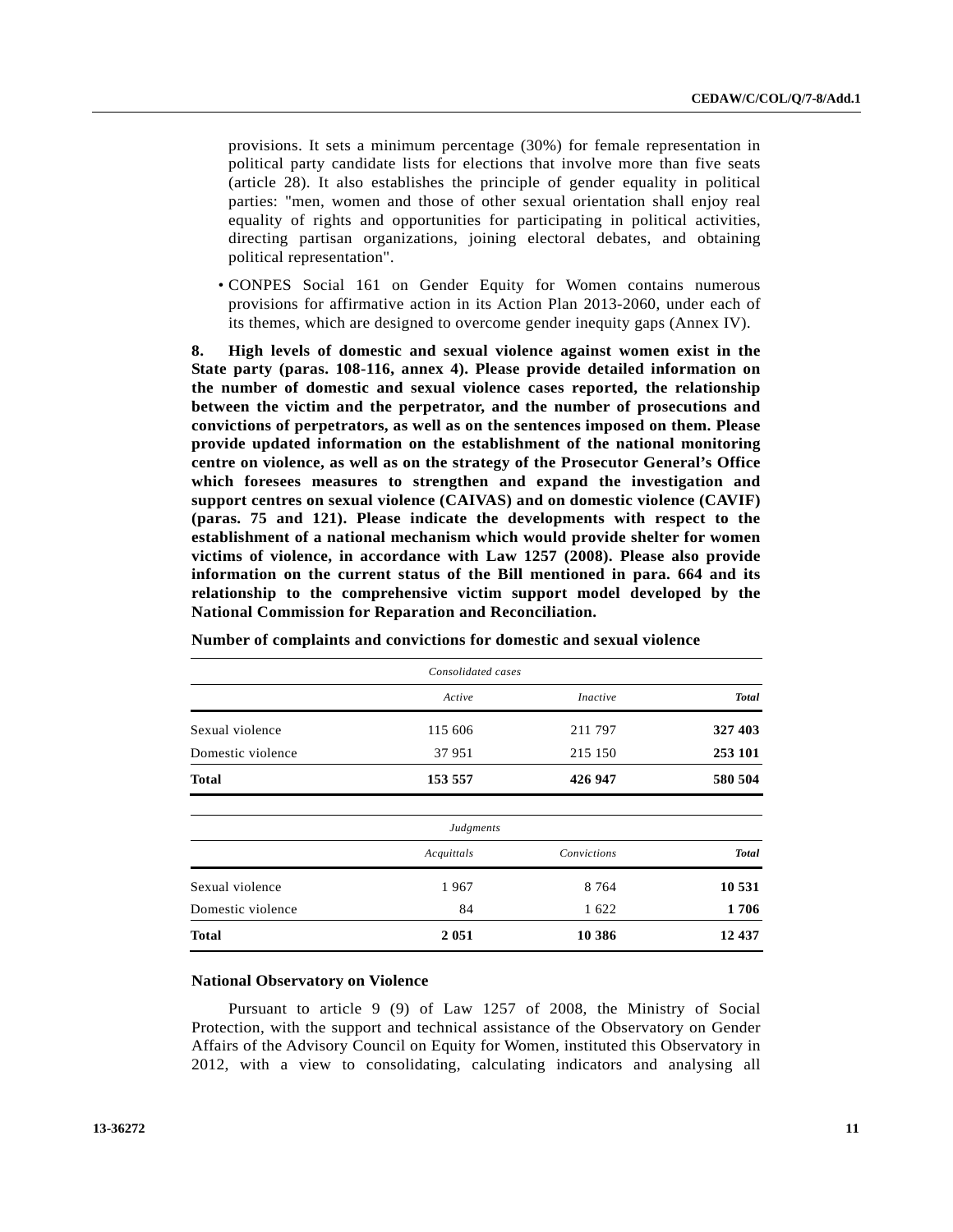provisions. It sets a minimum percentage (30%) for female representation in political party candidate lists for elections that involve more than five seats (article 28). It also establishes the principle of gender equality in political parties: "men, women and those of other sexual orientation shall enjoy real equality of rights and opportunities for participating in political activities, directing partisan organizations, joining electoral debates, and obtaining political representation".

- CONPES Social 161 on Gender Equity for Women contains numerous provisions for affirmative action in its Action Plan 2013-2060, under each of its themes, which are designed to overcome gender inequity gaps (Annex IV).

**8. High levels of domestic and sexual violence against women exist in the State party (paras. 108-116, annex 4). Please provide detailed information on the number of domestic and sexual violence cases reported, the relationship between the victim and the perpetrator, and the number of prosecutions and convictions of perpetrators, as well as on the sentences imposed on them. Please provide updated information on the establishment of the national monitoring centre on violence, as well as on the strategy of the Prosecutor General's Office which foresees measures to strengthen and expand the investigation and support centres on sexual violence (CAIVAS) and on domestic violence (CAVIF) (paras. 75 and 121). Please indicate the developments with respect to the establishment of a national mechanism which would provide shelter for women victims of violence, in accordance with Law 1257 (2008). Please also provide information on the current status of the Bill mentioned in para. 664 and its relationship to the comprehensive victim support model developed by the National Commission for Reparation and Reconciliation.**

**Number of complaints and convictions for domestic and sexual violence**

| | *Consolidated cases* | | |
|---|---|---|---|
| | *Active* | *Inactive* | ***Total*** |
| Sexual violence | 115 606 | 211 797 | **327 403** |
| Domestic violence | 37 951 | 215 150 | **253 101** |
| **Total** | **153 557** | **426 947** | **580 504** |

| | *Judgments* | | |
|---|---|---|---|
| | *Acquittals* | *Convictions* | ***Total*** |
| Sexual violence | 1 967 | 8 764 | **10 531** |
| Domestic violence | 84 | 1 622 | **1 706** |
| **Total** | **2 051** | **10 386** | **12 437** |

**National Observatory on Violence**

Pursuant to article 9 (9) of Law 1257 of 2008, the Ministry of Social Protection, with the support and technical assistance of the Observatory on Gender Affairs of the Advisory Council on Equity for Women, instituted this Observatory in 2012, with a view to consolidating, calculating indicators and analysing all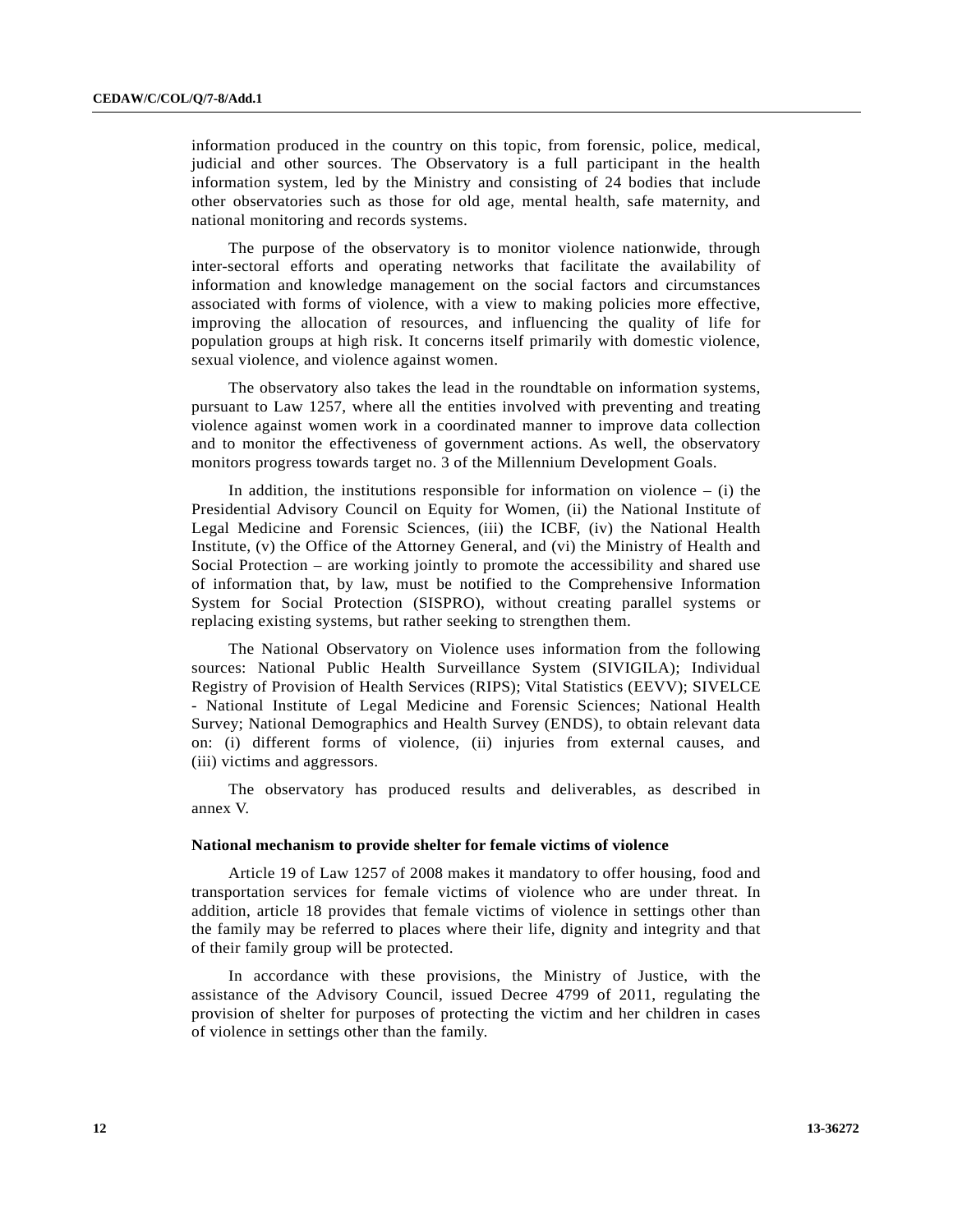information produced in the country on this topic, from forensic, police, medical, judicial and other sources. The Observatory is a full participant in the health information system, led by the Ministry and consisting of 24 bodies that include other observatories such as those for old age, mental health, safe maternity, and national monitoring and records systems.

The purpose of the observatory is to monitor violence nationwide, through inter-sectoral efforts and operating networks that facilitate the availability of information and knowledge management on the social factors and circumstances associated with forms of violence, with a view to making policies more effective, improving the allocation of resources, and influencing the quality of life for population groups at high risk. It concerns itself primarily with domestic violence, sexual violence, and violence against women.

The observatory also takes the lead in the roundtable on information systems, pursuant to Law 1257, where all the entities involved with preventing and treating violence against women work in a coordinated manner to improve data collection and to monitor the effectiveness of government actions. As well, the observatory monitors progress towards target no. 3 of the Millennium Development Goals.

In addition, the institutions responsible for information on violence – (i) the Presidential Advisory Council on Equity for Women, (ii) the National Institute of Legal Medicine and Forensic Sciences, (iii) the ICBF, (iv) the National Health Institute, (v) the Office of the Attorney General, and (vi) the Ministry of Health and Social Protection – are working jointly to promote the accessibility and shared use of information that, by law, must be notified to the Comprehensive Information System for Social Protection (SISPRO), without creating parallel systems or replacing existing systems, but rather seeking to strengthen them.

The National Observatory on Violence uses information from the following sources: National Public Health Surveillance System (SIVIGILA); Individual Registry of Provision of Health Services (RIPS); Vital Statistics (EEVV); SIVELCE - National Institute of Legal Medicine and Forensic Sciences; National Health Survey; National Demographics and Health Survey (ENDS), to obtain relevant data on: (i) different forms of violence, (ii) injuries from external causes, and (iii) victims and aggressors.

The observatory has produced results and deliverables, as described in annex V.

**National mechanism to provide shelter for female victims of violence**

Article 19 of Law 1257 of 2008 makes it mandatory to offer housing, food and transportation services for female victims of violence who are under threat. In addition, article 18 provides that female victims of violence in settings other than the family may be referred to places where their life, dignity and integrity and that of their family group will be protected.

In accordance with these provisions, the Ministry of Justice, with the assistance of the Advisory Council, issued Decree 4799 of 2011, regulating the provision of shelter for purposes of protecting the victim and her children in cases of violence in settings other than the family.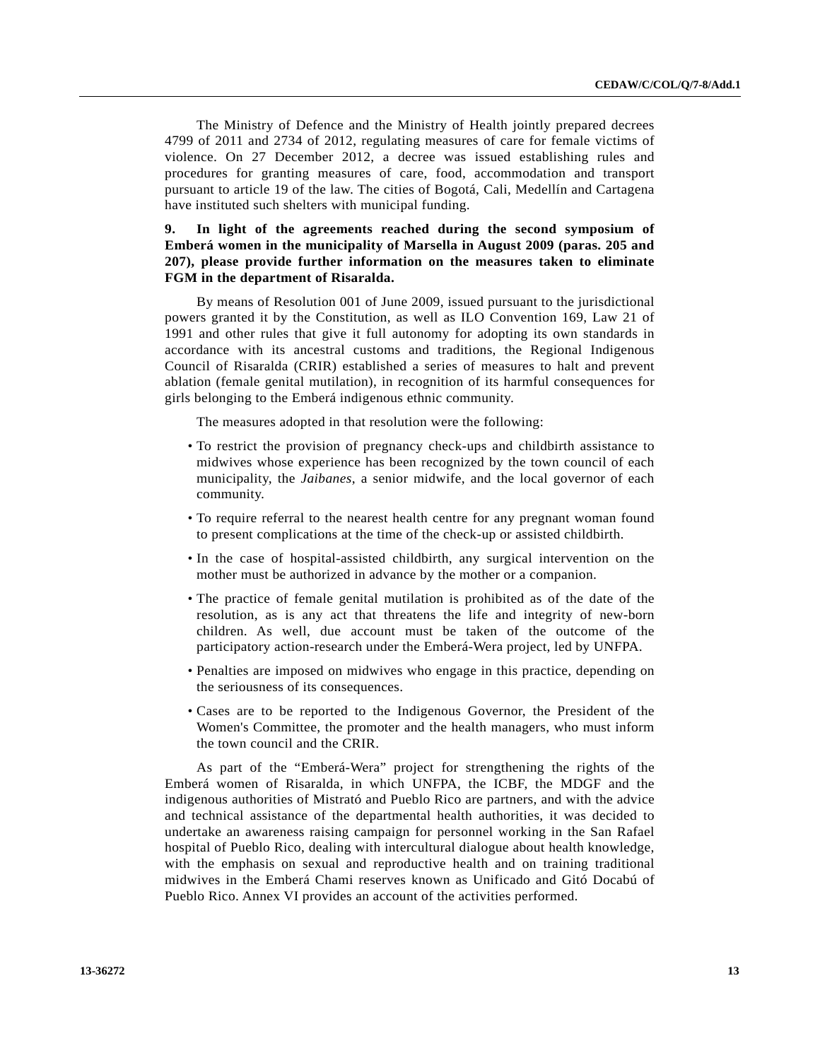The Ministry of Defence and the Ministry of Health jointly prepared decrees 4799 of 2011 and 2734 of 2012, regulating measures of care for female victims of violence. On 27 December 2012, a decree was issued establishing rules and procedures for granting measures of care, food, accommodation and transport pursuant to article 19 of the law. The cities of Bogotá, Cali, Medellín and Cartagena have instituted such shelters with municipal funding.

**9. In light of the agreements reached during the second symposium of Emberá women in the municipality of Marsella in August 2009 (paras. 205 and 207), please provide further information on the measures taken to eliminate FGM in the department of Risaralda.**

By means of Resolution 001 of June 2009, issued pursuant to the jurisdictional powers granted it by the Constitution, as well as ILO Convention 169, Law 21 of 1991 and other rules that give it full autonomy for adopting its own standards in accordance with its ancestral customs and traditions, the Regional Indigenous Council of Risaralda (CRIR) established a series of measures to halt and prevent ablation (female genital mutilation), in recognition of its harmful consequences for girls belonging to the Emberá indigenous ethnic community.

The measures adopted in that resolution were the following:

- To restrict the provision of pregnancy check-ups and childbirth assistance to midwives whose experience has been recognized by the town council of each municipality, the *Jaibanes*, a senior midwife, and the local governor of each community.
- To require referral to the nearest health centre for any pregnant woman found to present complications at the time of the check-up or assisted childbirth.
- In the case of hospital-assisted childbirth, any surgical intervention on the mother must be authorized in advance by the mother or a companion.
- The practice of female genital mutilation is prohibited as of the date of the resolution, as is any act that threatens the life and integrity of new-born children. As well, due account must be taken of the outcome of the participatory action-research under the Emberá-Wera project, led by UNFPA.
- Penalties are imposed on midwives who engage in this practice, depending on the seriousness of its consequences.
- Cases are to be reported to the Indigenous Governor, the President of the Women's Committee, the promoter and the health managers, who must inform the town council and the CRIR.

As part of the "Emberá-Wera" project for strengthening the rights of the Emberá women of Risaralda, in which UNFPA, the ICBF, the MDGF and the indigenous authorities of Mistrató and Pueblo Rico are partners, and with the advice and technical assistance of the departmental health authorities, it was decided to undertake an awareness raising campaign for personnel working in the San Rafael hospital of Pueblo Rico, dealing with intercultural dialogue about health knowledge, with the emphasis on sexual and reproductive health and on training traditional midwives in the Emberá Chami reserves known as Unificado and Gitó Docabú of Pueblo Rico. Annex VI provides an account of the activities performed.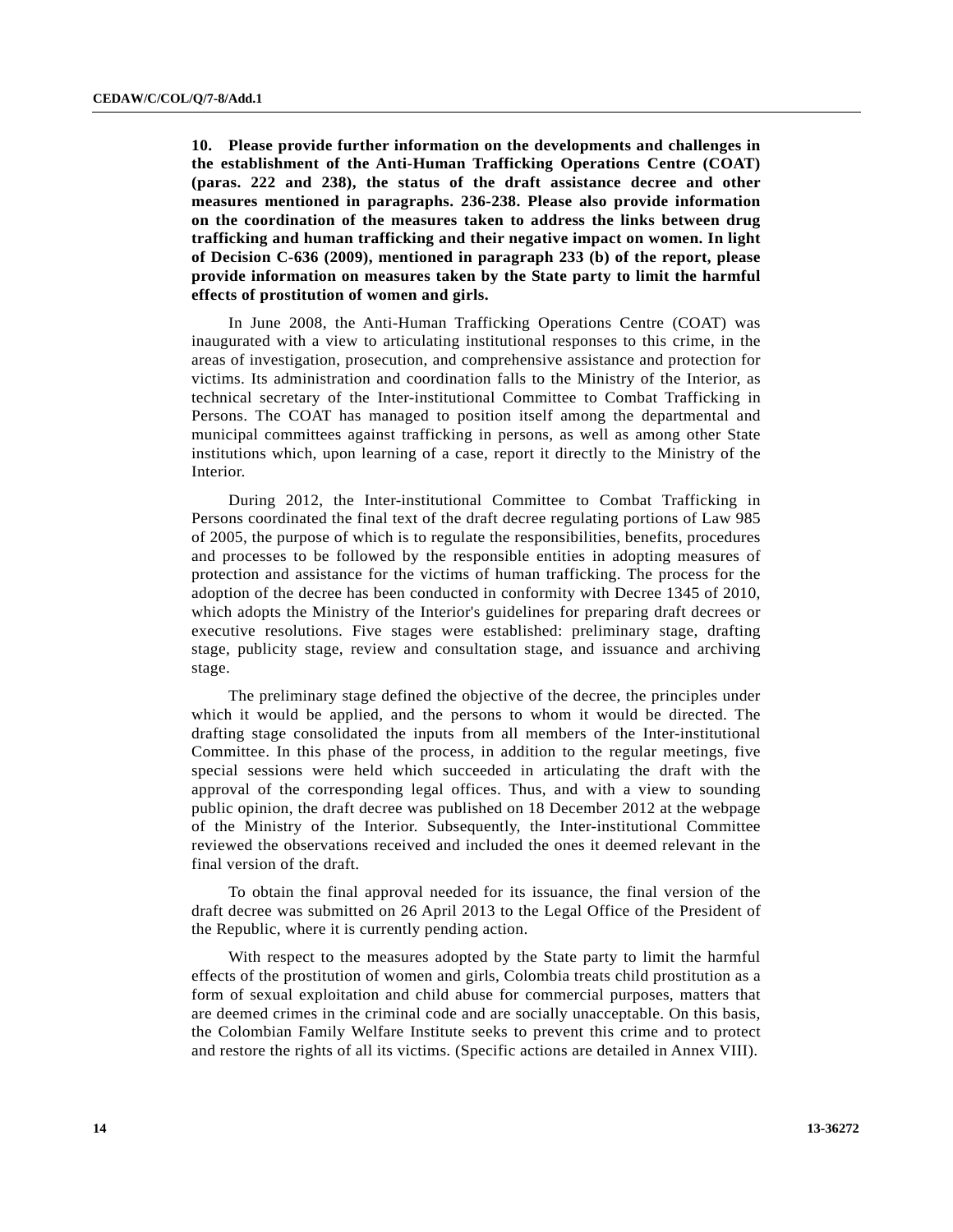**10. Please provide further information on the developments and challenges in the establishment of the Anti-Human Trafficking Operations Centre (COAT) (paras. 222 and 238), the status of the draft assistance decree and other measures mentioned in paragraphs. 236-238. Please also provide information on the coordination of the measures taken to address the links between drug trafficking and human trafficking and their negative impact on women. In light of Decision C-636 (2009), mentioned in paragraph 233 (b) of the report, please provide information on measures taken by the State party to limit the harmful effects of prostitution of women and girls.**

In June 2008, the Anti-Human Trafficking Operations Centre (COAT) was inaugurated with a view to articulating institutional responses to this crime, in the areas of investigation, prosecution, and comprehensive assistance and protection for victims. Its administration and coordination falls to the Ministry of the Interior, as technical secretary of the Inter-institutional Committee to Combat Trafficking in Persons. The COAT has managed to position itself among the departmental and municipal committees against trafficking in persons, as well as among other State institutions which, upon learning of a case, report it directly to the Ministry of the Interior.

During 2012, the Inter-institutional Committee to Combat Trafficking in Persons coordinated the final text of the draft decree regulating portions of Law 985 of 2005, the purpose of which is to regulate the responsibilities, benefits, procedures and processes to be followed by the responsible entities in adopting measures of protection and assistance for the victims of human trafficking. The process for the adoption of the decree has been conducted in conformity with Decree 1345 of 2010, which adopts the Ministry of the Interior's guidelines for preparing draft decrees or executive resolutions. Five stages were established: preliminary stage, drafting stage, publicity stage, review and consultation stage, and issuance and archiving stage.

The preliminary stage defined the objective of the decree, the principles under which it would be applied, and the persons to whom it would be directed. The drafting stage consolidated the inputs from all members of the Inter-institutional Committee. In this phase of the process, in addition to the regular meetings, five special sessions were held which succeeded in articulating the draft with the approval of the corresponding legal offices. Thus, and with a view to sounding public opinion, the draft decree was published on 18 December 2012 at the webpage of the Ministry of the Interior. Subsequently, the Inter-institutional Committee reviewed the observations received and included the ones it deemed relevant in the final version of the draft.

To obtain the final approval needed for its issuance, the final version of the draft decree was submitted on 26 April 2013 to the Legal Office of the President of the Republic, where it is currently pending action.

With respect to the measures adopted by the State party to limit the harmful effects of the prostitution of women and girls, Colombia treats child prostitution as a form of sexual exploitation and child abuse for commercial purposes, matters that are deemed crimes in the criminal code and are socially unacceptable. On this basis, the Colombian Family Welfare Institute seeks to prevent this crime and to protect and restore the rights of all its victims. (Specific actions are detailed in Annex VIII).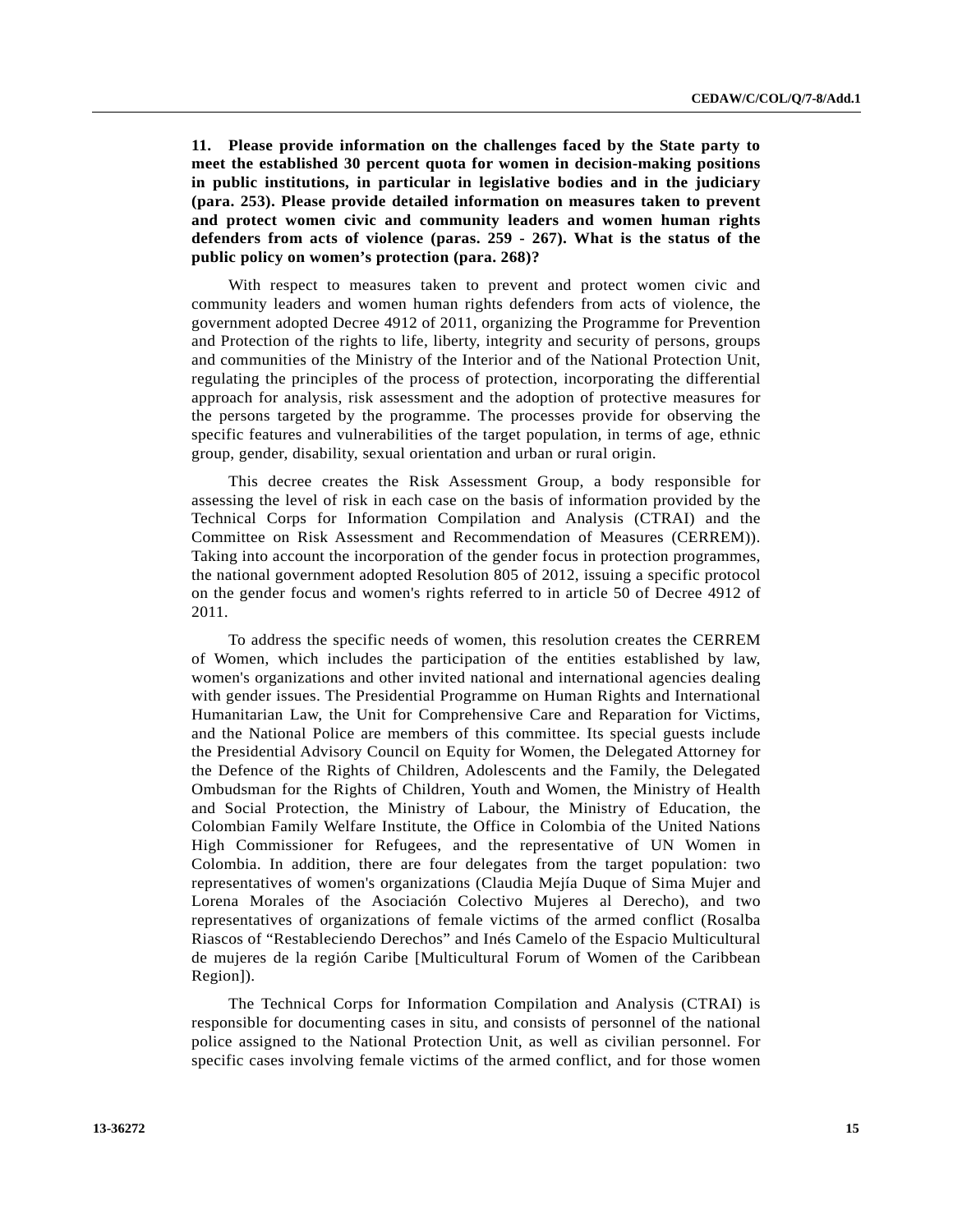**11. Please provide information on the challenges faced by the State party to meet the established 30 percent quota for women in decision-making positions in public institutions, in particular in legislative bodies and in the judiciary (para. 253). Please provide detailed information on measures taken to prevent and protect women civic and community leaders and women human rights defenders from acts of violence (paras. 259 - 267). What is the status of the public policy on women's protection (para. 268)?**

With respect to measures taken to prevent and protect women civic and community leaders and women human rights defenders from acts of violence, the government adopted Decree 4912 of 2011, organizing the Programme for Prevention and Protection of the rights to life, liberty, integrity and security of persons, groups and communities of the Ministry of the Interior and of the National Protection Unit, regulating the principles of the process of protection, incorporating the differential approach for analysis, risk assessment and the adoption of protective measures for the persons targeted by the programme. The processes provide for observing the specific features and vulnerabilities of the target population, in terms of age, ethnic group, gender, disability, sexual orientation and urban or rural origin.

This decree creates the Risk Assessment Group, a body responsible for assessing the level of risk in each case on the basis of information provided by the Technical Corps for Information Compilation and Analysis (CTRAI) and the Committee on Risk Assessment and Recommendation of Measures (CERREM)). Taking into account the incorporation of the gender focus in protection programmes, the national government adopted Resolution 805 of 2012, issuing a specific protocol on the gender focus and women's rights referred to in article 50 of Decree 4912 of 2011.

To address the specific needs of women, this resolution creates the CERREM of Women, which includes the participation of the entities established by law, women's organizations and other invited national and international agencies dealing with gender issues. The Presidential Programme on Human Rights and International Humanitarian Law, the Unit for Comprehensive Care and Reparation for Victims, and the National Police are members of this committee. Its special guests include the Presidential Advisory Council on Equity for Women, the Delegated Attorney for the Defence of the Rights of Children, Adolescents and the Family, the Delegated Ombudsman for the Rights of Children, Youth and Women, the Ministry of Health and Social Protection, the Ministry of Labour, the Ministry of Education, the Colombian Family Welfare Institute, the Office in Colombia of the United Nations High Commissioner for Refugees, and the representative of UN Women in Colombia. In addition, there are four delegates from the target population: two representatives of women's organizations (Claudia Mejía Duque of Sima Mujer and Lorena Morales of the Asociación Colectivo Mujeres al Derecho), and two representatives of organizations of female victims of the armed conflict (Rosalba Riascos of "Restableciendo Derechos" and Inés Camelo of the Espacio Multicultural de mujeres de la región Caribe [Multicultural Forum of Women of the Caribbean Region]).

The Technical Corps for Information Compilation and Analysis (CTRAI) is responsible for documenting cases in situ, and consists of personnel of the national police assigned to the National Protection Unit, as well as civilian personnel. For specific cases involving female victims of the armed conflict, and for those women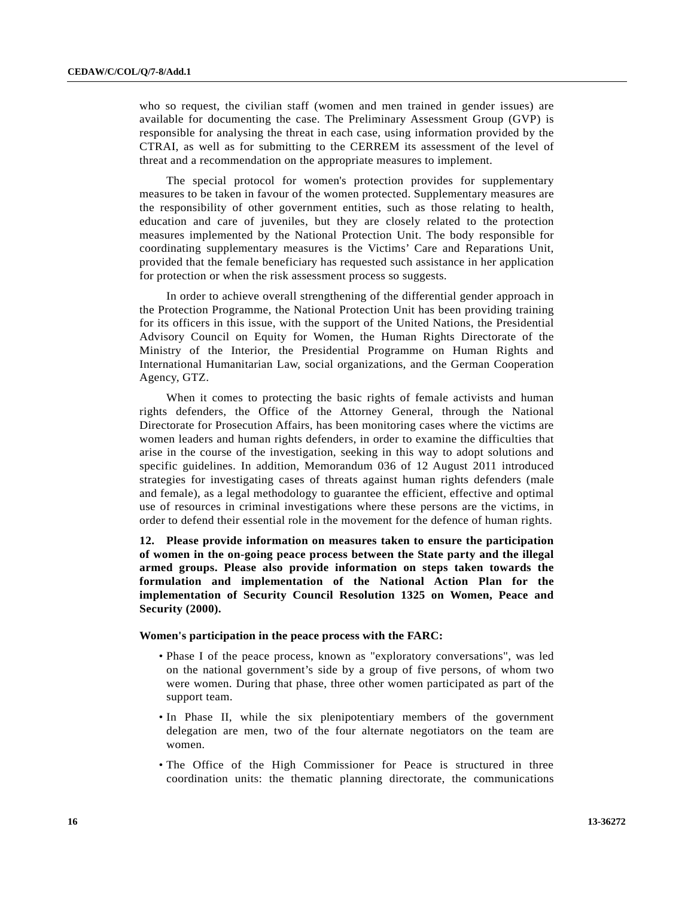who so request, the civilian staff (women and men trained in gender issues) are available for documenting the case. The Preliminary Assessment Group (GVP) is responsible for analysing the threat in each case, using information provided by the CTRAI, as well as for submitting to the CERREM its assessment of the level of threat and a recommendation on the appropriate measures to implement.

The special protocol for women's protection provides for supplementary measures to be taken in favour of the women protected. Supplementary measures are the responsibility of other government entities, such as those relating to health, education and care of juveniles, but they are closely related to the protection measures implemented by the National Protection Unit. The body responsible for coordinating supplementary measures is the Victims' Care and Reparations Unit, provided that the female beneficiary has requested such assistance in her application for protection or when the risk assessment process so suggests.

In order to achieve overall strengthening of the differential gender approach in the Protection Programme, the National Protection Unit has been providing training for its officers in this issue, with the support of the United Nations, the Presidential Advisory Council on Equity for Women, the Human Rights Directorate of the Ministry of the Interior, the Presidential Programme on Human Rights and International Humanitarian Law, social organizations, and the German Cooperation Agency, GTZ.

When it comes to protecting the basic rights of female activists and human rights defenders, the Office of the Attorney General, through the National Directorate for Prosecution Affairs, has been monitoring cases where the victims are women leaders and human rights defenders, in order to examine the difficulties that arise in the course of the investigation, seeking in this way to adopt solutions and specific guidelines. In addition, Memorandum 036 of 12 August 2011 introduced strategies for investigating cases of threats against human rights defenders (male and female), as a legal methodology to guarantee the efficient, effective and optimal use of resources in criminal investigations where these persons are the victims, in order to defend their essential role in the movement for the defence of human rights.

**12. Please provide information on measures taken to ensure the participation of women in the on-going peace process between the State party and the illegal armed groups. Please also provide information on steps taken towards the formulation and implementation of the National Action Plan for the implementation of Security Council Resolution 1325 on Women, Peace and Security (2000).**

**Women's participation in the peace process with the FARC:**

- Phase I of the peace process, known as "exploratory conversations", was led on the national government's side by a group of five persons, of whom two were women. During that phase, three other women participated as part of the support team.
- In Phase II, while the six plenipotentiary members of the government delegation are men, two of the four alternate negotiators on the team are women.
- The Office of the High Commissioner for Peace is structured in three coordination units: the thematic planning directorate, the communications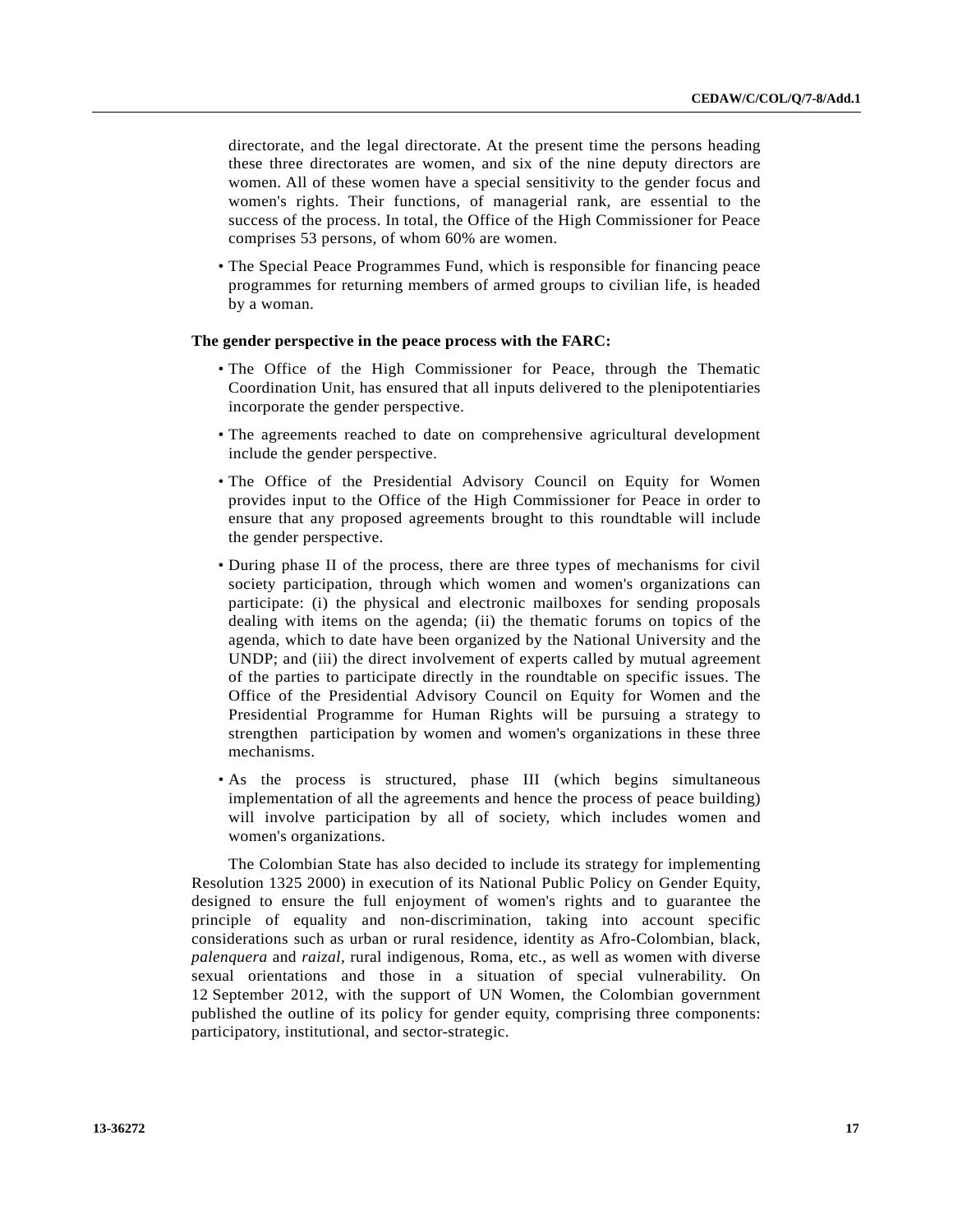directorate, and the legal directorate. At the present time the persons heading these three directorates are women, and six of the nine deputy directors are women. All of these women have a special sensitivity to the gender focus and women's rights. Their functions, of managerial rank, are essential to the success of the process. In total, the Office of the High Commissioner for Peace comprises 53 persons, of whom 60% are women.

- The Special Peace Programmes Fund, which is responsible for financing peace programmes for returning members of armed groups to civilian life, is headed by a woman.

**The gender perspective in the peace process with the FARC:**

- The Office of the High Commissioner for Peace, through the Thematic Coordination Unit, has ensured that all inputs delivered to the plenipotentiaries incorporate the gender perspective.
- The agreements reached to date on comprehensive agricultural development include the gender perspective.
- The Office of the Presidential Advisory Council on Equity for Women provides input to the Office of the High Commissioner for Peace in order to ensure that any proposed agreements brought to this roundtable will include the gender perspective.
- During phase II of the process, there are three types of mechanisms for civil society participation, through which women and women's organizations can participate: (i) the physical and electronic mailboxes for sending proposals dealing with items on the agenda; (ii) the thematic forums on topics of the agenda, which to date have been organized by the National University and the UNDP; and (iii) the direct involvement of experts called by mutual agreement of the parties to participate directly in the roundtable on specific issues. The Office of the Presidential Advisory Council on Equity for Women and the Presidential Programme for Human Rights will be pursuing a strategy to strengthen participation by women and women's organizations in these three mechanisms.
- As the process is structured, phase III (which begins simultaneous implementation of all the agreements and hence the process of peace building) will involve participation by all of society, which includes women and women's organizations.

The Colombian State has also decided to include its strategy for implementing Resolution 1325 2000) in execution of its National Public Policy on Gender Equity, designed to ensure the full enjoyment of women's rights and to guarantee the principle of equality and non-discrimination, taking into account specific considerations such as urban or rural residence, identity as Afro-Colombian, black, *palenquera* and *raizal*, rural indigenous, Roma, etc., as well as women with diverse sexual orientations and those in a situation of special vulnerability. On 12 September 2012, with the support of UN Women, the Colombian government published the outline of its policy for gender equity, comprising three components: participatory, institutional, and sector-strategic.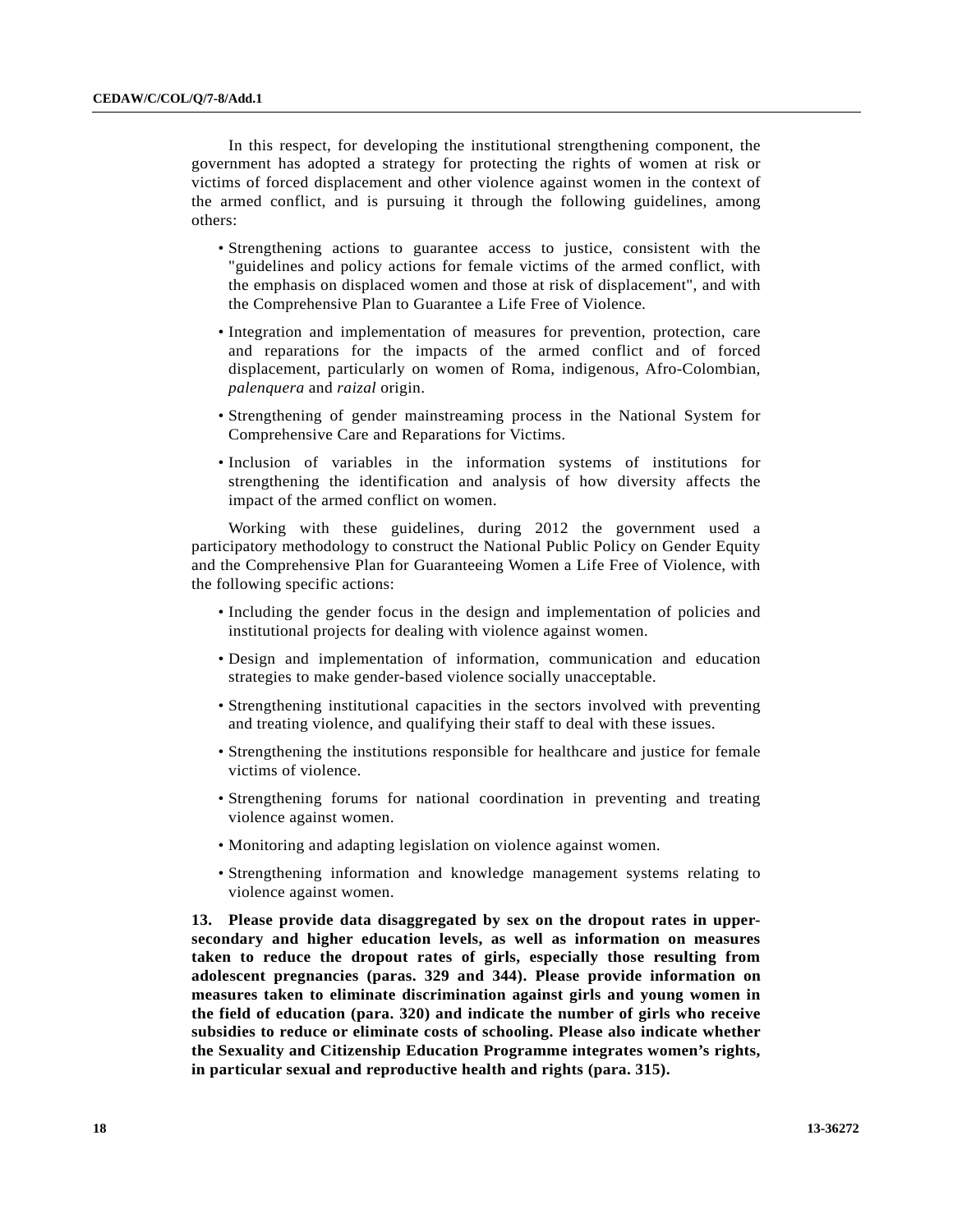In this respect, for developing the institutional strengthening component, the government has adopted a strategy for protecting the rights of women at risk or victims of forced displacement and other violence against women in the context of the armed conflict, and is pursuing it through the following guidelines, among others:

- Strengthening actions to guarantee access to justice, consistent with the "guidelines and policy actions for female victims of the armed conflict, with the emphasis on displaced women and those at risk of displacement", and with the Comprehensive Plan to Guarantee a Life Free of Violence.
- Integration and implementation of measures for prevention, protection, care and reparations for the impacts of the armed conflict and of forced displacement, particularly on women of Roma, indigenous, Afro-Colombian, *palenquera* and *raizal* origin.
- Strengthening of gender mainstreaming process in the National System for Comprehensive Care and Reparations for Victims.
- Inclusion of variables in the information systems of institutions for strengthening the identification and analysis of how diversity affects the impact of the armed conflict on women.

Working with these guidelines, during 2012 the government used a participatory methodology to construct the National Public Policy on Gender Equity and the Comprehensive Plan for Guaranteeing Women a Life Free of Violence, with the following specific actions:

- Including the gender focus in the design and implementation of policies and institutional projects for dealing with violence against women.
- Design and implementation of information, communication and education strategies to make gender-based violence socially unacceptable.
- Strengthening institutional capacities in the sectors involved with preventing and treating violence, and qualifying their staff to deal with these issues.
- Strengthening the institutions responsible for healthcare and justice for female victims of violence.
- Strengthening forums for national coordination in preventing and treating violence against women.
- Monitoring and adapting legislation on violence against women.
- Strengthening information and knowledge management systems relating to violence against women.

**13. Please provide data disaggregated by sex on the dropout rates in upper-secondary and higher education levels, as well as information on measures taken to reduce the dropout rates of girls, especially those resulting from adolescent pregnancies (paras. 329 and 344). Please provide information on measures taken to eliminate discrimination against girls and young women in the field of education (para. 320) and indicate the number of girls who receive subsidies to reduce or eliminate costs of schooling. Please also indicate whether the Sexuality and Citizenship Education Programme integrates women's rights, in particular sexual and reproductive health and rights (para. 315).**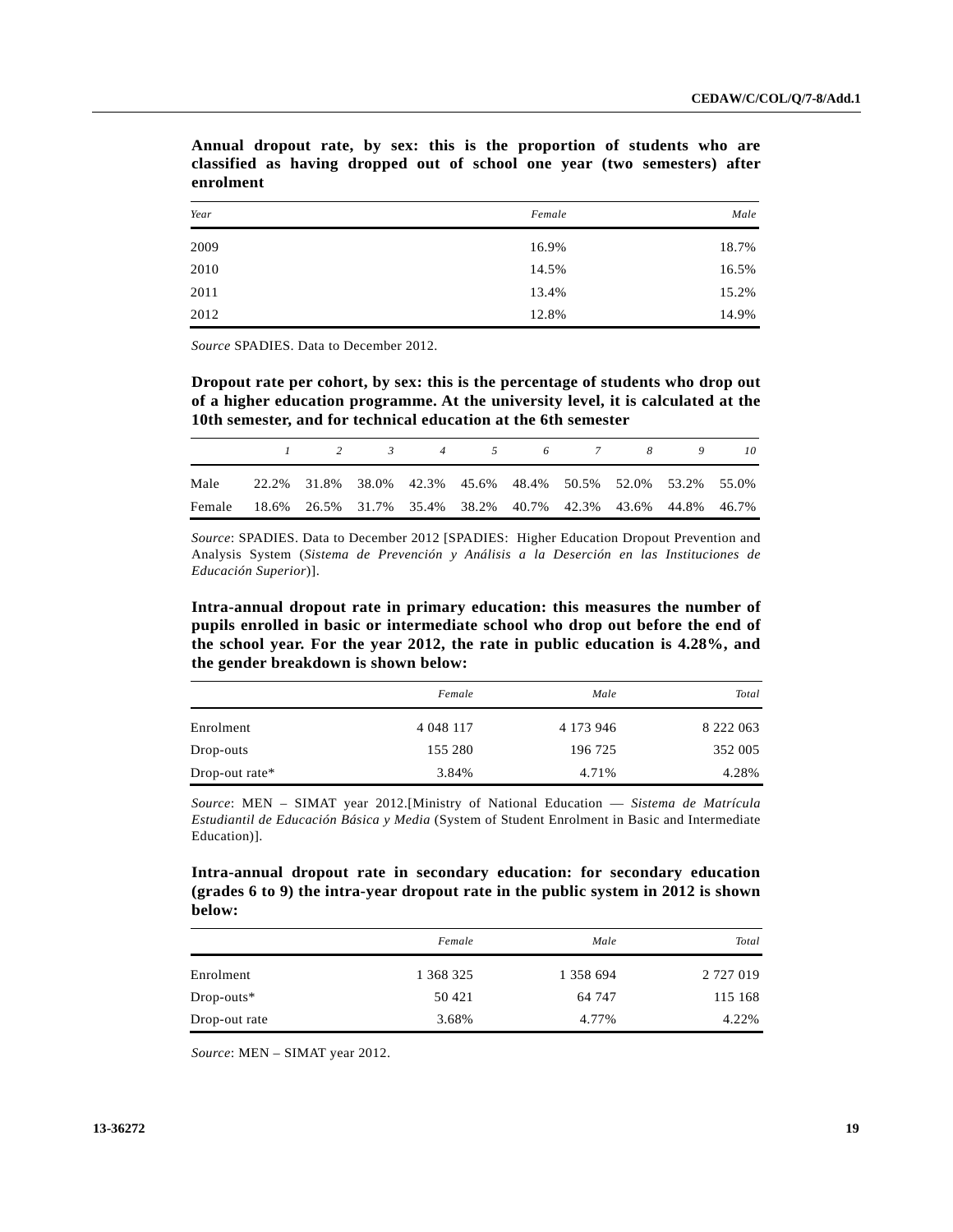**Annual dropout rate, by sex: this is the proportion of students who are classified as having dropped out of school one year (two semesters) after enrolment**

| Year | Female | Male |
|---|---|---|
| 2009 | 16.9% | 18.7% |
| 2010 | 14.5% | 16.5% |
| 2011 | 13.4% | 15.2% |
| 2012 | 12.8% | 14.9% |

*Source* SPADIES. Data to December 2012.

**Dropout rate per cohort, by sex: this is the percentage of students who drop out of a higher education programme. At the university level, it is calculated at the 10th semester, and for technical education at the 6th semester**

| | *1* | *2* | *3* | *4* | *5* | *6* | *7* | *8* | *9* | *10* |
|---|---|---|---|---|---|---|---|---|---|---|
| Male | 22.2% | 31.8% | 38.0% | 42.3% | 45.6% | 48.4% | 50.5% | 52.0% | 53.2% | 55.0% |
| Female | 18.6% | 26.5% | 31.7% | 35.4% | 38.2% | 40.7% | 42.3% | 43.6% | 44.8% | 46.7% |

*Source*: SPADIES. Data to December 2012 [SPADIES: Higher Education Dropout Prevention and Analysis System (*Sistema de Prevención y Análisis a la Deserción en las Instituciones de Educación Superior*)].

**Intra-annual dropout rate in primary education: this measures the number of pupils enrolled in basic or intermediate school who drop out before the end of the school year. For the year 2012, the rate in public education is 4.28%, and the gender breakdown is shown below:**

| | Female | Male | Total |
|---|---|---|---|
| Enrolment | 4 048 117 | 4 173 946 | 8 222 063 |
| Drop-outs | 155 280 | 196 725 | 352 005 |
| Drop-out rate* | 3.84% | 4.71% | 4.28% |

*Source*: MEN – SIMAT year 2012.[Ministry of National Education — *Sistema de Matrícula Estudiantil de Educación Básica y Media* (System of Student Enrolment in Basic and Intermediate Education)].

**Intra-annual dropout rate in secondary education: for secondary education (grades 6 to 9) the intra-year dropout rate in the public system in 2012 is shown below:**

| | Female | Male | Total |
|---|---|---|---|
| Enrolment | 1 368 325 | 1 358 694 | 2 727 019 |
| Drop-outs* | 50 421 | 64 747 | 115 168 |
| Drop-out rate | 3.68% | 4.77% | 4.22% |

*Source*: MEN – SIMAT year 2012.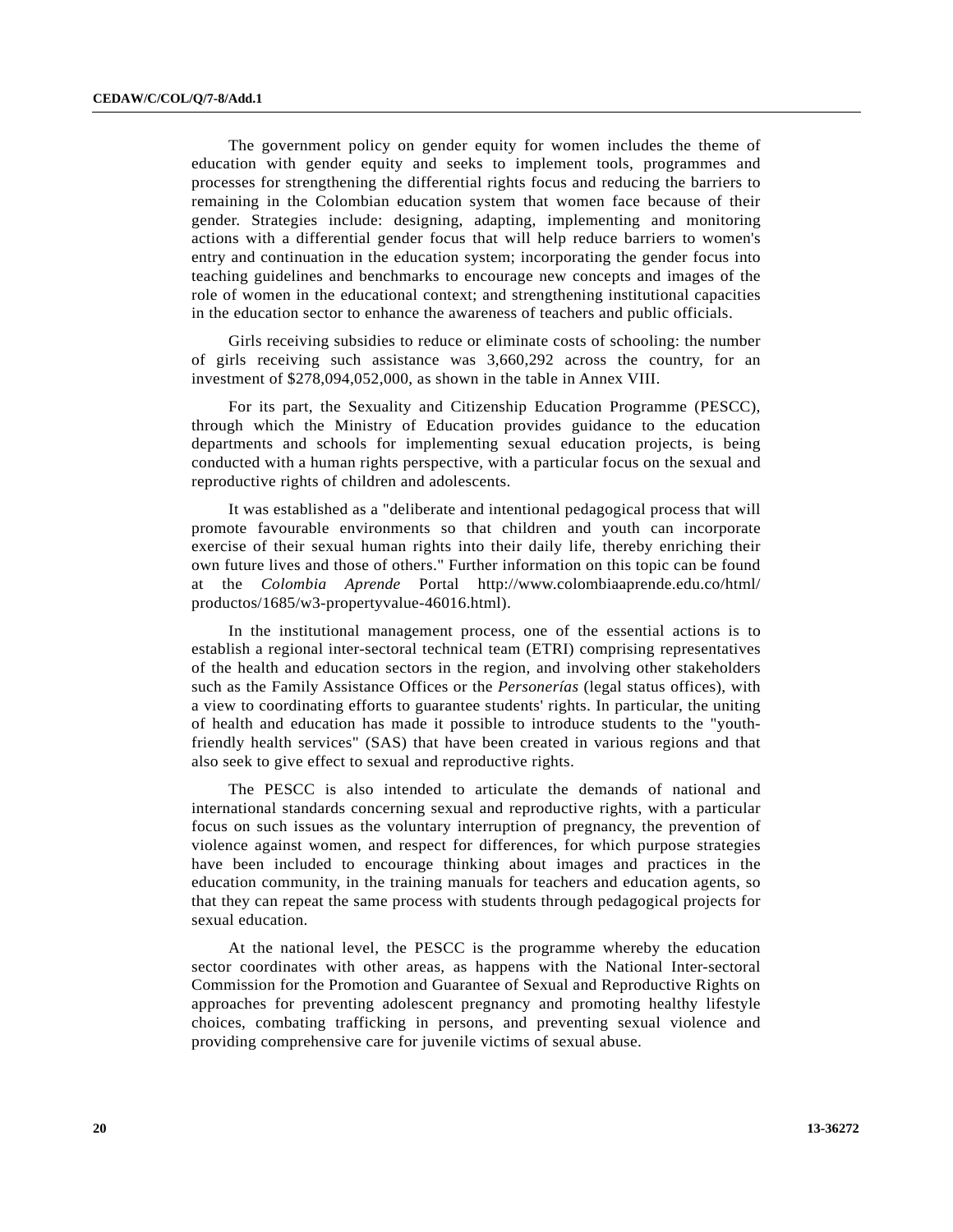The government policy on gender equity for women includes the theme of education with gender equity and seeks to implement tools, programmes and processes for strengthening the differential rights focus and reducing the barriers to remaining in the Colombian education system that women face because of their gender. Strategies include: designing, adapting, implementing and monitoring actions with a differential gender focus that will help reduce barriers to women's entry and continuation in the education system; incorporating the gender focus into teaching guidelines and benchmarks to encourage new concepts and images of the role of women in the educational context; and strengthening institutional capacities in the education sector to enhance the awareness of teachers and public officials.

Girls receiving subsidies to reduce or eliminate costs of schooling: the number of girls receiving such assistance was 3,660,292 across the country, for an investment of $278,094,052,000, as shown in the table in Annex VIII.

For its part, the Sexuality and Citizenship Education Programme (PESCC), through which the Ministry of Education provides guidance to the education departments and schools for implementing sexual education projects, is being conducted with a human rights perspective, with a particular focus on the sexual and reproductive rights of children and adolescents.

It was established as a "deliberate and intentional pedagogical process that will promote favourable environments so that children and youth can incorporate exercise of their sexual human rights into their daily life, thereby enriching their own future lives and those of others." Further information on this topic can be found at the *Colombia Aprende* Portal http://www.colombiaaprende.edu.co/html/productos/1685/w3-propertyvalue-46016.html).

In the institutional management process, one of the essential actions is to establish a regional inter-sectoral technical team (ETRI) comprising representatives of the health and education sectors in the region, and involving other stakeholders such as the Family Assistance Offices or the *Personerías* (legal status offices), with a view to coordinating efforts to guarantee students' rights. In particular, the uniting of health and education has made it possible to introduce students to the "youth-friendly health services" (SAS) that have been created in various regions and that also seek to give effect to sexual and reproductive rights.

The PESCC is also intended to articulate the demands of national and international standards concerning sexual and reproductive rights, with a particular focus on such issues as the voluntary interruption of pregnancy, the prevention of violence against women, and respect for differences, for which purpose strategies have been included to encourage thinking about images and practices in the education community, in the training manuals for teachers and education agents, so that they can repeat the same process with students through pedagogical projects for sexual education.

At the national level, the PESCC is the programme whereby the education sector coordinates with other areas, as happens with the National Inter-sectoral Commission for the Promotion and Guarantee of Sexual and Reproductive Rights on approaches for preventing adolescent pregnancy and promoting healthy lifestyle choices, combating trafficking in persons, and preventing sexual violence and providing comprehensive care for juvenile victims of sexual abuse.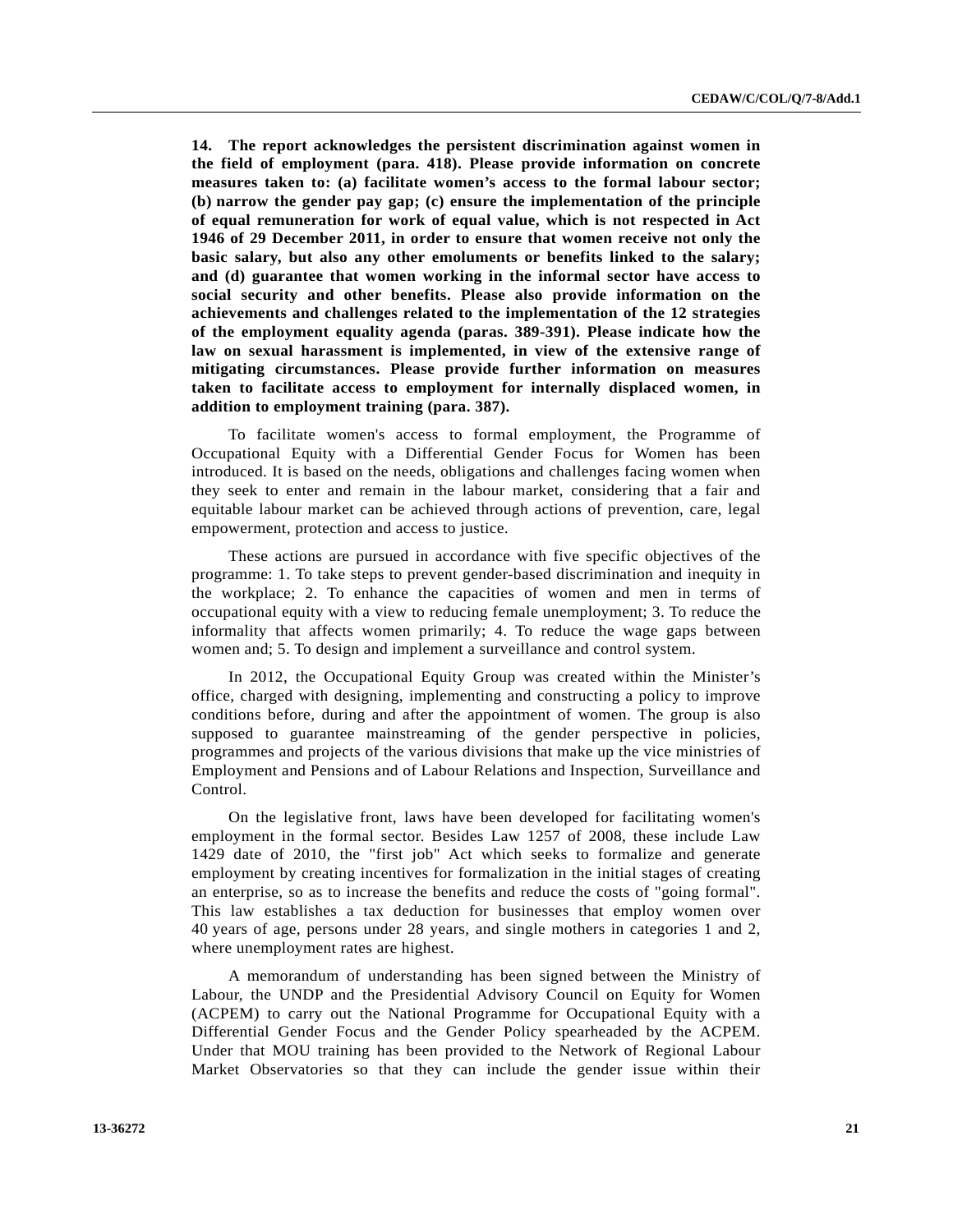**14. The report acknowledges the persistent discrimination against women in the field of employment (para. 418). Please provide information on concrete measures taken to: (a) facilitate women's access to the formal labour sector; (b) narrow the gender pay gap; (c) ensure the implementation of the principle of equal remuneration for work of equal value, which is not respected in Act 1946 of 29 December 2011, in order to ensure that women receive not only the basic salary, but also any other emoluments or benefits linked to the salary; and (d) guarantee that women working in the informal sector have access to social security and other benefits. Please also provide information on the achievements and challenges related to the implementation of the 12 strategies of the employment equality agenda (paras. 389-391). Please indicate how the law on sexual harassment is implemented, in view of the extensive range of mitigating circumstances. Please provide further information on measures taken to facilitate access to employment for internally displaced women, in addition to employment training (para. 387).**

To facilitate women's access to formal employment, the Programme of Occupational Equity with a Differential Gender Focus for Women has been introduced. It is based on the needs, obligations and challenges facing women when they seek to enter and remain in the labour market, considering that a fair and equitable labour market can be achieved through actions of prevention, care, legal empowerment, protection and access to justice.

These actions are pursued in accordance with five specific objectives of the programme: 1. To take steps to prevent gender-based discrimination and inequity in the workplace; 2. To enhance the capacities of women and men in terms of occupational equity with a view to reducing female unemployment; 3. To reduce the informality that affects women primarily; 4. To reduce the wage gaps between women and; 5. To design and implement a surveillance and control system.

In 2012, the Occupational Equity Group was created within the Minister's office, charged with designing, implementing and constructing a policy to improve conditions before, during and after the appointment of women. The group is also supposed to guarantee mainstreaming of the gender perspective in policies, programmes and projects of the various divisions that make up the vice ministries of Employment and Pensions and of Labour Relations and Inspection, Surveillance and Control.

On the legislative front, laws have been developed for facilitating women's employment in the formal sector. Besides Law 1257 of 2008, these include Law 1429 date of 2010, the "first job" Act which seeks to formalize and generate employment by creating incentives for formalization in the initial stages of creating an enterprise, so as to increase the benefits and reduce the costs of "going formal". This law establishes a tax deduction for businesses that employ women over 40 years of age, persons under 28 years, and single mothers in categories 1 and 2, where unemployment rates are highest.

A memorandum of understanding has been signed between the Ministry of Labour, the UNDP and the Presidential Advisory Council on Equity for Women (ACPEM) to carry out the National Programme for Occupational Equity with a Differential Gender Focus and the Gender Policy spearheaded by the ACPEM. Under that MOU training has been provided to the Network of Regional Labour Market Observatories so that they can include the gender issue within their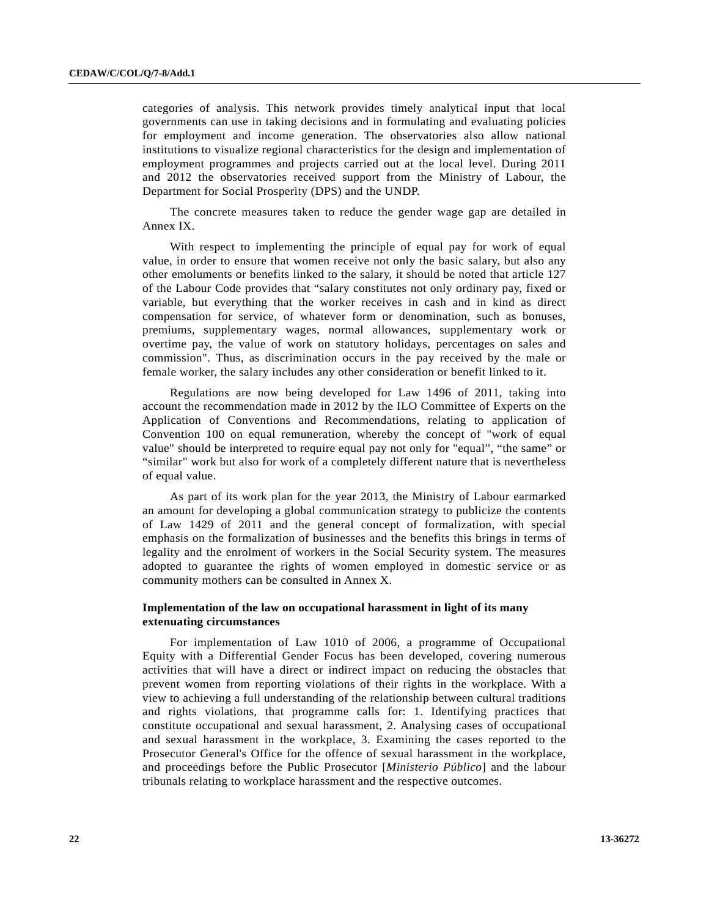categories of analysis. This network provides timely analytical input that local governments can use in taking decisions and in formulating and evaluating policies for employment and income generation. The observatories also allow national institutions to visualize regional characteristics for the design and implementation of employment programmes and projects carried out at the local level. During 2011 and 2012 the observatories received support from the Ministry of Labour, the Department for Social Prosperity (DPS) and the UNDP.

The concrete measures taken to reduce the gender wage gap are detailed in Annex IX.

With respect to implementing the principle of equal pay for work of equal value, in order to ensure that women receive not only the basic salary, but also any other emoluments or benefits linked to the salary, it should be noted that article 127 of the Labour Code provides that "salary constitutes not only ordinary pay, fixed or variable, but everything that the worker receives in cash and in kind as direct compensation for service, of whatever form or denomination, such as bonuses, premiums, supplementary wages, normal allowances, supplementary work or overtime pay, the value of work on statutory holidays, percentages on sales and commission". Thus, as discrimination occurs in the pay received by the male or female worker, the salary includes any other consideration or benefit linked to it.

Regulations are now being developed for Law 1496 of 2011, taking into account the recommendation made in 2012 by the ILO Committee of Experts on the Application of Conventions and Recommendations, relating to application of Convention 100 on equal remuneration, whereby the concept of "work of equal value" should be interpreted to require equal pay not only for "equal", "the same" or "similar" work but also for work of a completely different nature that is nevertheless of equal value.

As part of its work plan for the year 2013, the Ministry of Labour earmarked an amount for developing a global communication strategy to publicize the contents of Law 1429 of 2011 and the general concept of formalization, with special emphasis on the formalization of businesses and the benefits this brings in terms of legality and the enrolment of workers in the Social Security system. The measures adopted to guarantee the rights of women employed in domestic service or as community mothers can be consulted in Annex X.

### Implementation of the law on occupational harassment in light of its many extenuating circumstances

For implementation of Law 1010 of 2006, a programme of Occupational Equity with a Differential Gender Focus has been developed, covering numerous activities that will have a direct or indirect impact on reducing the obstacles that prevent women from reporting violations of their rights in the workplace. With a view to achieving a full understanding of the relationship between cultural traditions and rights violations, that programme calls for: 1. Identifying practices that constitute occupational and sexual harassment, 2. Analysing cases of occupational and sexual harassment in the workplace, 3. Examining the cases reported to the Prosecutor General's Office for the offence of sexual harassment in the workplace, and proceedings before the Public Prosecutor [*Ministerio Público*] and the labour tribunals relating to workplace harassment and the respective outcomes.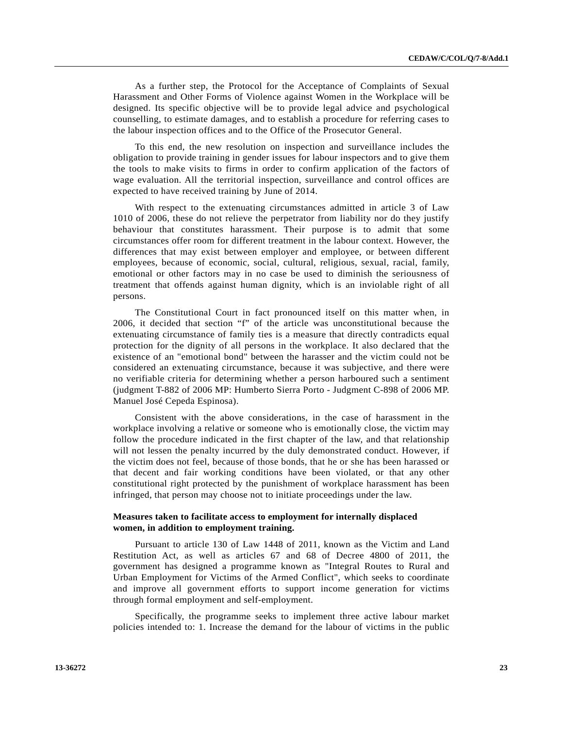As a further step, the Protocol for the Acceptance of Complaints of Sexual Harassment and Other Forms of Violence against Women in the Workplace will be designed. Its specific objective will be to provide legal advice and psychological counselling, to estimate damages, and to establish a procedure for referring cases to the labour inspection offices and to the Office of the Prosecutor General.

To this end, the new resolution on inspection and surveillance includes the obligation to provide training in gender issues for labour inspectors and to give them the tools to make visits to firms in order to confirm application of the factors of wage evaluation. All the territorial inspection, surveillance and control offices are expected to have received training by June of 2014.

With respect to the extenuating circumstances admitted in article 3 of Law 1010 of 2006, these do not relieve the perpetrator from liability nor do they justify behaviour that constitutes harassment. Their purpose is to admit that some circumstances offer room for different treatment in the labour context. However, the differences that may exist between employer and employee, or between different employees, because of economic, social, cultural, religious, sexual, racial, family, emotional or other factors may in no case be used to diminish the seriousness of treatment that offends against human dignity, which is an inviolable right of all persons.

The Constitutional Court in fact pronounced itself on this matter when, in 2006, it decided that section "f" of the article was unconstitutional because the extenuating circumstance of family ties is a measure that directly contradicts equal protection for the dignity of all persons in the workplace. It also declared that the existence of an "emotional bond" between the harasser and the victim could not be considered an extenuating circumstance, because it was subjective, and there were no verifiable criteria for determining whether a person harboured such a sentiment (judgment T-882 of 2006 MP: Humberto Sierra Porto - Judgment C-898 of 2006 MP. Manuel José Cepeda Espinosa).

Consistent with the above considerations, in the case of harassment in the workplace involving a relative or someone who is emotionally close, the victim may follow the procedure indicated in the first chapter of the law, and that relationship will not lessen the penalty incurred by the duly demonstrated conduct. However, if the victim does not feel, because of those bonds, that he or she has been harassed or that decent and fair working conditions have been violated, or that any other constitutional right protected by the punishment of workplace harassment has been infringed, that person may choose not to initiate proceedings under the law.

**Measures taken to facilitate access to employment for internally displaced women, in addition to employment training.**

Pursuant to article 130 of Law 1448 of 2011, known as the Victim and Land Restitution Act, as well as articles 67 and 68 of Decree 4800 of 2011, the government has designed a programme known as "Integral Routes to Rural and Urban Employment for Victims of the Armed Conflict", which seeks to coordinate and improve all government efforts to support income generation for victims through formal employment and self-employment.

Specifically, the programme seeks to implement three active labour market policies intended to: 1. Increase the demand for the labour of victims in the public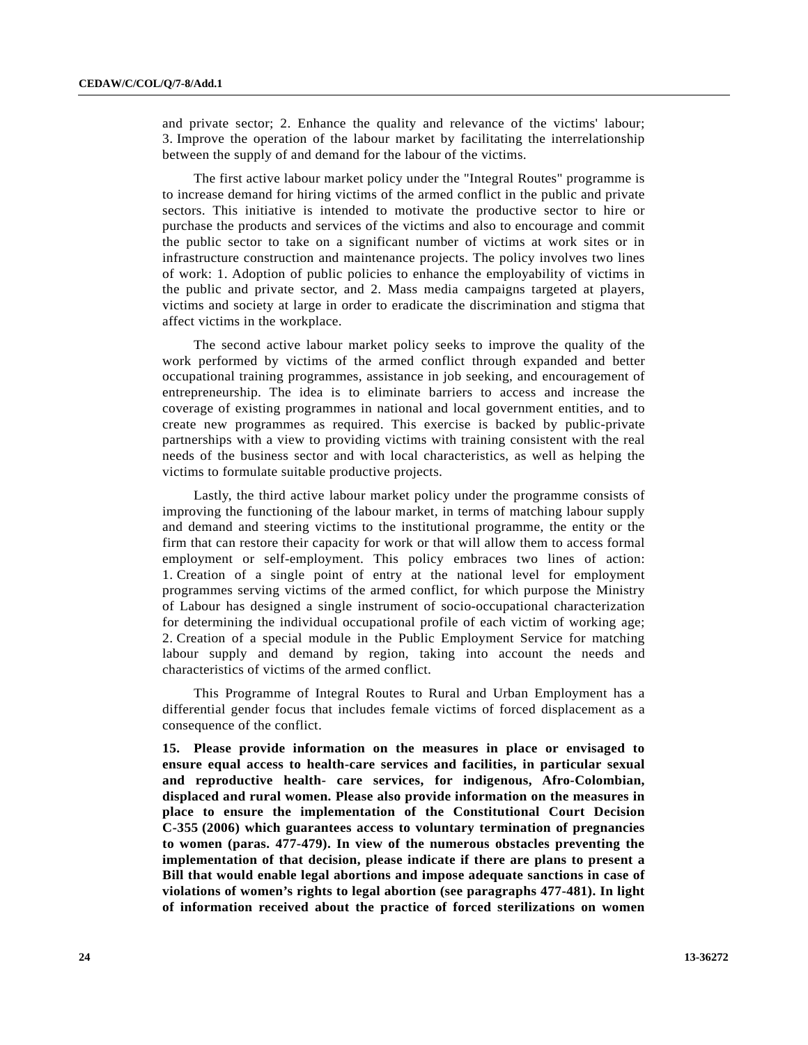and private sector; 2. Enhance the quality and relevance of the victims' labour; 3. Improve the operation of the labour market by facilitating the interrelationship between the supply of and demand for the labour of the victims.

The first active labour market policy under the "Integral Routes" programme is to increase demand for hiring victims of the armed conflict in the public and private sectors. This initiative is intended to motivate the productive sector to hire or purchase the products and services of the victims and also to encourage and commit the public sector to take on a significant number of victims at work sites or in infrastructure construction and maintenance projects. The policy involves two lines of work: 1. Adoption of public policies to enhance the employability of victims in the public and private sector, and 2. Mass media campaigns targeted at players, victims and society at large in order to eradicate the discrimination and stigma that affect victims in the workplace.

The second active labour market policy seeks to improve the quality of the work performed by victims of the armed conflict through expanded and better occupational training programmes, assistance in job seeking, and encouragement of entrepreneurship. The idea is to eliminate barriers to access and increase the coverage of existing programmes in national and local government entities, and to create new programmes as required. This exercise is backed by public-private partnerships with a view to providing victims with training consistent with the real needs of the business sector and with local characteristics, as well as helping the victims to formulate suitable productive projects.

Lastly, the third active labour market policy under the programme consists of improving the functioning of the labour market, in terms of matching labour supply and demand and steering victims to the institutional programme, the entity or the firm that can restore their capacity for work or that will allow them to access formal employment or self-employment. This policy embraces two lines of action: 1. Creation of a single point of entry at the national level for employment programmes serving victims of the armed conflict, for which purpose the Ministry of Labour has designed a single instrument of socio-occupational characterization for determining the individual occupational profile of each victim of working age; 2. Creation of a special module in the Public Employment Service for matching labour supply and demand by region, taking into account the needs and characteristics of victims of the armed conflict.

This Programme of Integral Routes to Rural and Urban Employment has a differential gender focus that includes female victims of forced displacement as a consequence of the conflict.

**15. Please provide information on the measures in place or envisaged to ensure equal access to health-care services and facilities, in particular sexual and reproductive health- care services, for indigenous, Afro-Colombian, displaced and rural women. Please also provide information on the measures in place to ensure the implementation of the Constitutional Court Decision C-355 (2006) which guarantees access to voluntary termination of pregnancies to women (paras. 477-479). In view of the numerous obstacles preventing the implementation of that decision, please indicate if there are plans to present a Bill that would enable legal abortions and impose adequate sanctions in case of violations of women's rights to legal abortion (see paragraphs 477-481). In light of information received about the practice of forced sterilizations on women**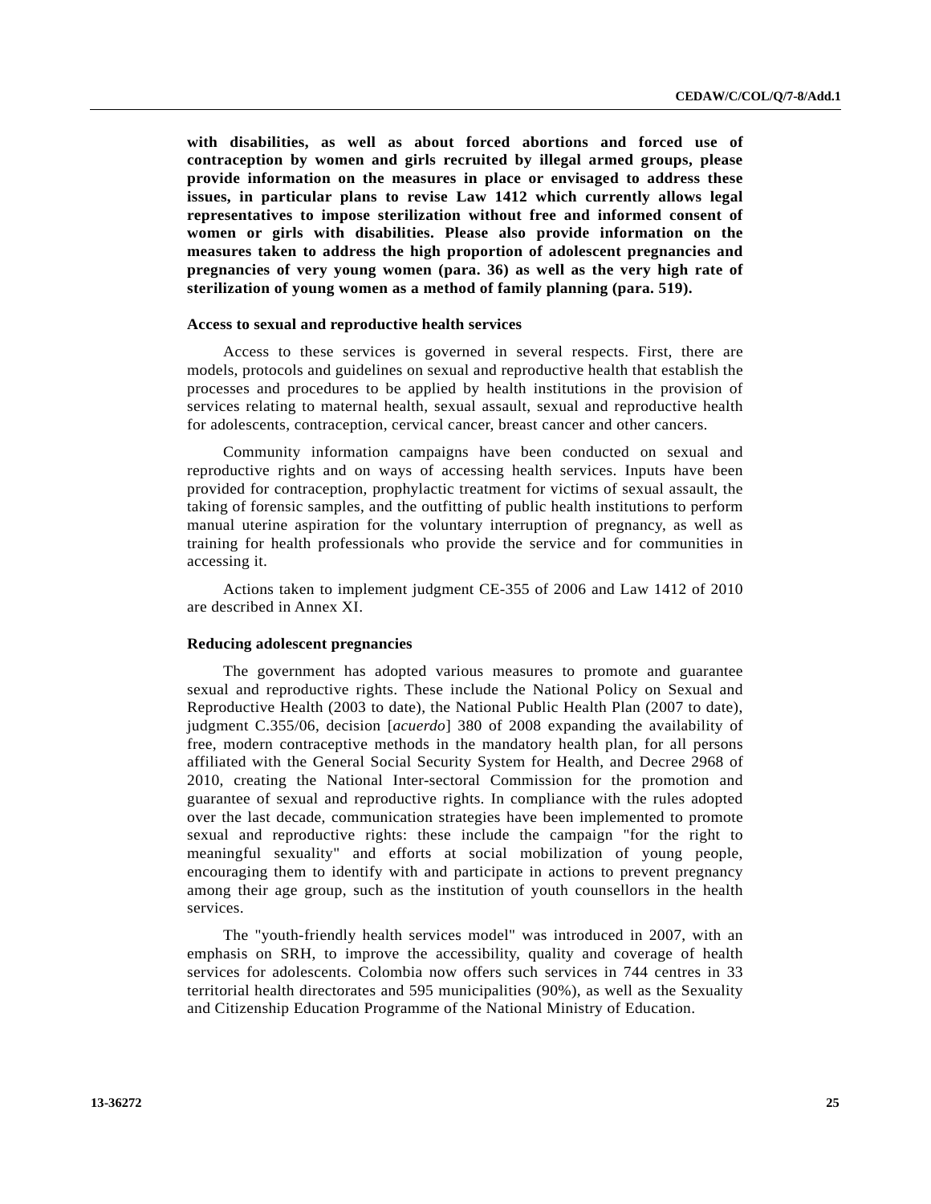**with disabilities, as well as about forced abortions and forced use of contraception by women and girls recruited by illegal armed groups, please provide information on the measures in place or envisaged to address these issues, in particular plans to revise Law 1412 which currently allows legal representatives to impose sterilization without free and informed consent of women or girls with disabilities. Please also provide information on the measures taken to address the high proportion of adolescent pregnancies and pregnancies of very young women (para. 36) as well as the very high rate of sterilization of young women as a method of family planning (para. 519).**

#### Access to sexual and reproductive health services

Access to these services is governed in several respects. First, there are models, protocols and guidelines on sexual and reproductive health that establish the processes and procedures to be applied by health institutions in the provision of services relating to maternal health, sexual assault, sexual and reproductive health for adolescents, contraception, cervical cancer, breast cancer and other cancers.

Community information campaigns have been conducted on sexual and reproductive rights and on ways of accessing health services. Inputs have been provided for contraception, prophylactic treatment for victims of sexual assault, the taking of forensic samples, and the outfitting of public health institutions to perform manual uterine aspiration for the voluntary interruption of pregnancy, as well as training for health professionals who provide the service and for communities in accessing it.

Actions taken to implement judgment CE-355 of 2006 and Law 1412 of 2010 are described in Annex XI.

#### Reducing adolescent pregnancies

The government has adopted various measures to promote and guarantee sexual and reproductive rights. These include the National Policy on Sexual and Reproductive Health (2003 to date), the National Public Health Plan (2007 to date), judgment C.355/06, decision [*acuerdo*] 380 of 2008 expanding the availability of free, modern contraceptive methods in the mandatory health plan, for all persons affiliated with the General Social Security System for Health, and Decree 2968 of 2010, creating the National Inter-sectoral Commission for the promotion and guarantee of sexual and reproductive rights. In compliance with the rules adopted over the last decade, communication strategies have been implemented to promote sexual and reproductive rights: these include the campaign "for the right to meaningful sexuality" and efforts at social mobilization of young people, encouraging them to identify with and participate in actions to prevent pregnancy among their age group, such as the institution of youth counsellors in the health services.

The "youth-friendly health services model" was introduced in 2007, with an emphasis on SRH, to improve the accessibility, quality and coverage of health services for adolescents. Colombia now offers such services in 744 centres in 33 territorial health directorates and 595 municipalities (90%), as well as the Sexuality and Citizenship Education Programme of the National Ministry of Education.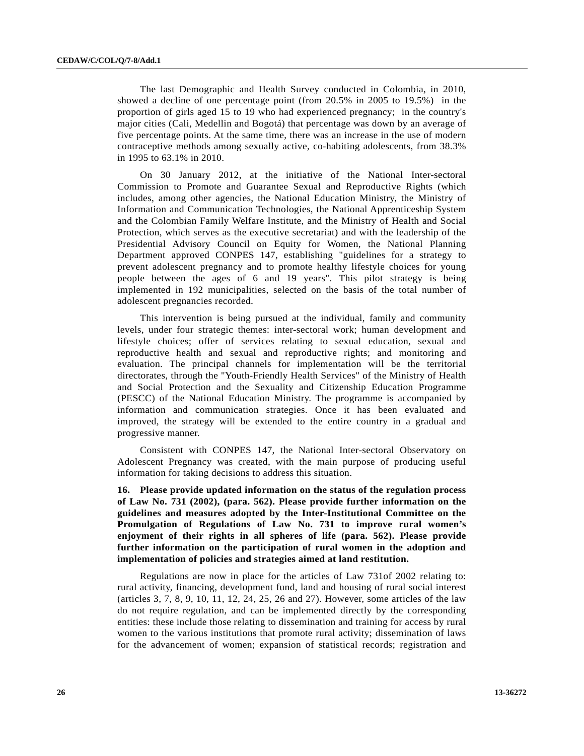The last Demographic and Health Survey conducted in Colombia, in 2010, showed a decline of one percentage point (from 20.5% in 2005 to 19.5%) in the proportion of girls aged 15 to 19 who had experienced pregnancy; in the country's major cities (Cali, Medellin and Bogotá) that percentage was down by an average of five percentage points. At the same time, there was an increase in the use of modern contraceptive methods among sexually active, co-habiting adolescents, from 38.3% in 1995 to 63.1% in 2010.

On 30 January 2012, at the initiative of the National Inter-sectoral Commission to Promote and Guarantee Sexual and Reproductive Rights (which includes, among other agencies, the National Education Ministry, the Ministry of Information and Communication Technologies, the National Apprenticeship System and the Colombian Family Welfare Institute, and the Ministry of Health and Social Protection, which serves as the executive secretariat) and with the leadership of the Presidential Advisory Council on Equity for Women, the National Planning Department approved CONPES 147, establishing "guidelines for a strategy to prevent adolescent pregnancy and to promote healthy lifestyle choices for young people between the ages of 6 and 19 years". This pilot strategy is being implemented in 192 municipalities, selected on the basis of the total number of adolescent pregnancies recorded.

This intervention is being pursued at the individual, family and community levels, under four strategic themes: inter-sectoral work; human development and lifestyle choices; offer of services relating to sexual education, sexual and reproductive health and sexual and reproductive rights; and monitoring and evaluation. The principal channels for implementation will be the territorial directorates, through the "Youth-Friendly Health Services" of the Ministry of Health and Social Protection and the Sexuality and Citizenship Education Programme (PESCC) of the National Education Ministry. The programme is accompanied by information and communication strategies. Once it has been evaluated and improved, the strategy will be extended to the entire country in a gradual and progressive manner.

Consistent with CONPES 147, the National Inter-sectoral Observatory on Adolescent Pregnancy was created, with the main purpose of producing useful information for taking decisions to address this situation.

**16. Please provide updated information on the status of the regulation process of Law No. 731 (2002), (para. 562). Please provide further information on the guidelines and measures adopted by the Inter-Institutional Committee on the Promulgation of Regulations of Law No. 731 to improve rural women's enjoyment of their rights in all spheres of life (para. 562). Please provide further information on the participation of rural women in the adoption and implementation of policies and strategies aimed at land restitution.**

Regulations are now in place for the articles of Law 731of 2002 relating to: rural activity, financing, development fund, land and housing of rural social interest (articles 3, 7, 8, 9, 10, 11, 12, 24, 25, 26 and 27). However, some articles of the law do not require regulation, and can be implemented directly by the corresponding entities: these include those relating to dissemination and training for access by rural women to the various institutions that promote rural activity; dissemination of laws for the advancement of women; expansion of statistical records; registration and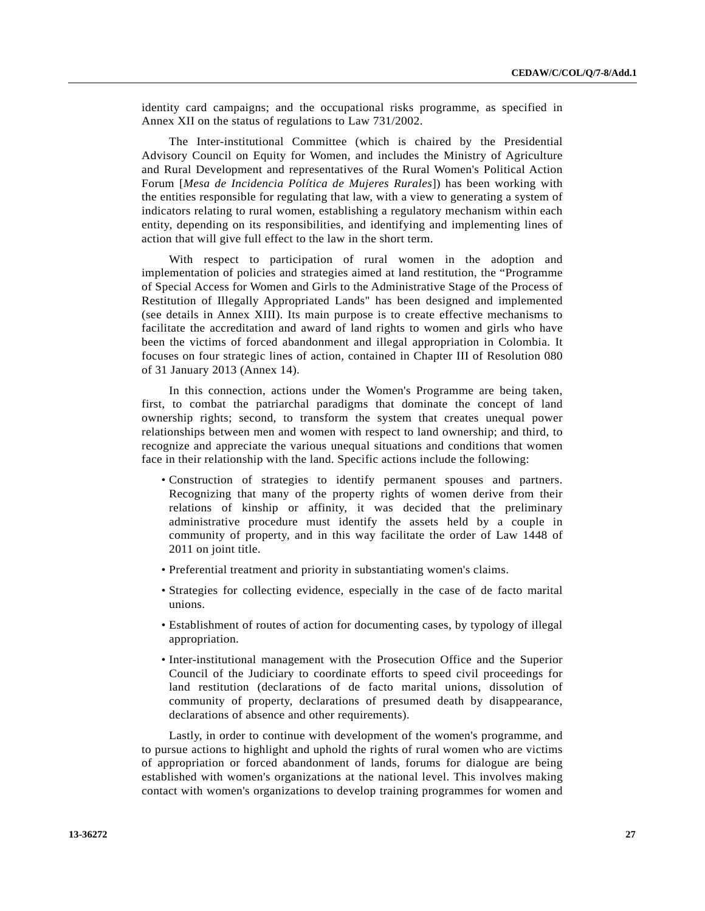identity card campaigns; and the occupational risks programme, as specified in Annex XII on the status of regulations to Law 731/2002.

The Inter-institutional Committee (which is chaired by the Presidential Advisory Council on Equity for Women, and includes the Ministry of Agriculture and Rural Development and representatives of the Rural Women's Political Action Forum [*Mesa de Incidencia Política de Mujeres Rurales*]) has been working with the entities responsible for regulating that law, with a view to generating a system of indicators relating to rural women, establishing a regulatory mechanism within each entity, depending on its responsibilities, and identifying and implementing lines of action that will give full effect to the law in the short term.

With respect to participation of rural women in the adoption and implementation of policies and strategies aimed at land restitution, the "Programme of Special Access for Women and Girls to the Administrative Stage of the Process of Restitution of Illegally Appropriated Lands" has been designed and implemented (see details in Annex XIII). Its main purpose is to create effective mechanisms to facilitate the accreditation and award of land rights to women and girls who have been the victims of forced abandonment and illegal appropriation in Colombia. It focuses on four strategic lines of action, contained in Chapter III of Resolution 080 of 31 January 2013 (Annex 14).

In this connection, actions under the Women's Programme are being taken, first, to combat the patriarchal paradigms that dominate the concept of land ownership rights; second, to transform the system that creates unequal power relationships between men and women with respect to land ownership; and third, to recognize and appreciate the various unequal situations and conditions that women face in their relationship with the land. Specific actions include the following:

- Construction of strategies to identify permanent spouses and partners. Recognizing that many of the property rights of women derive from their relations of kinship or affinity, it was decided that the preliminary administrative procedure must identify the assets held by a couple in community of property, and in this way facilitate the order of Law 1448 of 2011 on joint title.
- Preferential treatment and priority in substantiating women's claims.
- Strategies for collecting evidence, especially in the case of de facto marital unions.
- Establishment of routes of action for documenting cases, by typology of illegal appropriation.
- Inter-institutional management with the Prosecution Office and the Superior Council of the Judiciary to coordinate efforts to speed civil proceedings for land restitution (declarations of de facto marital unions, dissolution of community of property, declarations of presumed death by disappearance, declarations of absence and other requirements).

Lastly, in order to continue with development of the women's programme, and to pursue actions to highlight and uphold the rights of rural women who are victims of appropriation or forced abandonment of lands, forums for dialogue are being established with women's organizations at the national level. This involves making contact with women's organizations to develop training programmes for women and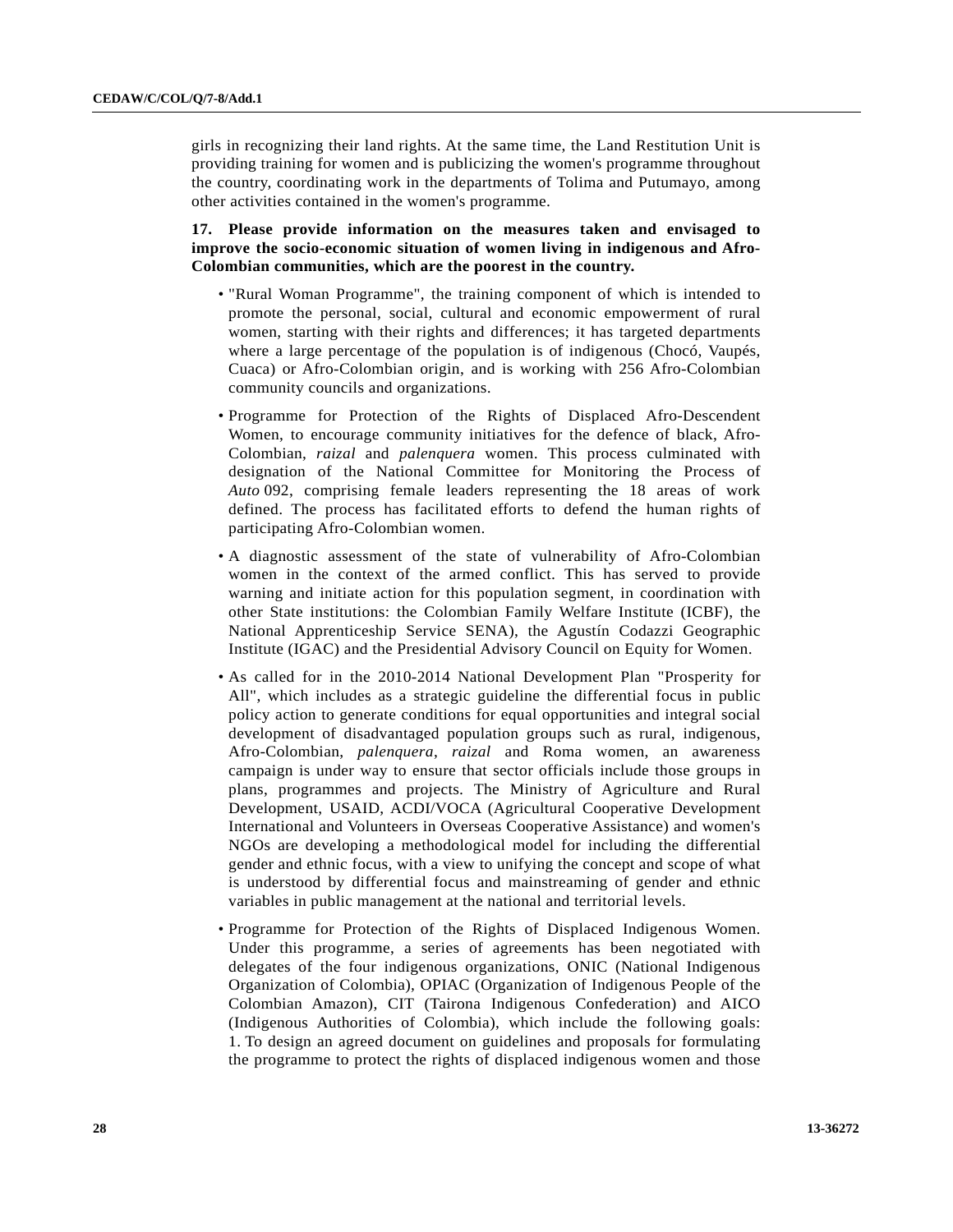girls in recognizing their land rights. At the same time, the Land Restitution Unit is providing training for women and is publicizing the women's programme throughout the country, coordinating work in the departments of Tolima and Putumayo, among other activities contained in the women's programme.

**17. Please provide information on the measures taken and envisaged to improve the socio-economic situation of women living in indigenous and Afro-Colombian communities, which are the poorest in the country.**

- "Rural Woman Programme", the training component of which is intended to promote the personal, social, cultural and economic empowerment of rural women, starting with their rights and differences; it has targeted departments where a large percentage of the population is of indigenous (Chocó, Vaupés, Cuaca) or Afro-Colombian origin, and is working with 256 Afro-Colombian community councils and organizations.

- Programme for Protection of the Rights of Displaced Afro-Descendent Women, to encourage community initiatives for the defence of black, Afro-Colombian, *raizal* and *palenquera* women. This process culminated with designation of the National Committee for Monitoring the Process of *Auto* 092, comprising female leaders representing the 18 areas of work defined. The process has facilitated efforts to defend the human rights of participating Afro-Colombian women.

- A diagnostic assessment of the state of vulnerability of Afro-Colombian women in the context of the armed conflict. This has served to provide warning and initiate action for this population segment, in coordination with other State institutions: the Colombian Family Welfare Institute (ICBF), the National Apprenticeship Service SENA), the Agustín Codazzi Geographic Institute (IGAC) and the Presidential Advisory Council on Equity for Women.

- As called for in the 2010-2014 National Development Plan "Prosperity for All", which includes as a strategic guideline the differential focus in public policy action to generate conditions for equal opportunities and integral social development of disadvantaged population groups such as rural, indigenous, Afro-Colombian, *palenquera*, *raizal* and Roma women, an awareness campaign is under way to ensure that sector officials include those groups in plans, programmes and projects. The Ministry of Agriculture and Rural Development, USAID, ACDI/VOCA (Agricultural Cooperative Development International and Volunteers in Overseas Cooperative Assistance) and women's NGOs are developing a methodological model for including the differential gender and ethnic focus, with a view to unifying the concept and scope of what is understood by differential focus and mainstreaming of gender and ethnic variables in public management at the national and territorial levels.

- Programme for Protection of the Rights of Displaced Indigenous Women. Under this programme, a series of agreements has been negotiated with delegates of the four indigenous organizations, ONIC (National Indigenous Organization of Colombia), OPIAC (Organization of Indigenous People of the Colombian Amazon), CIT (Tairona Indigenous Confederation) and AICO (Indigenous Authorities of Colombia), which include the following goals: 1. To design an agreed document on guidelines and proposals for formulating the programme to protect the rights of displaced indigenous women and those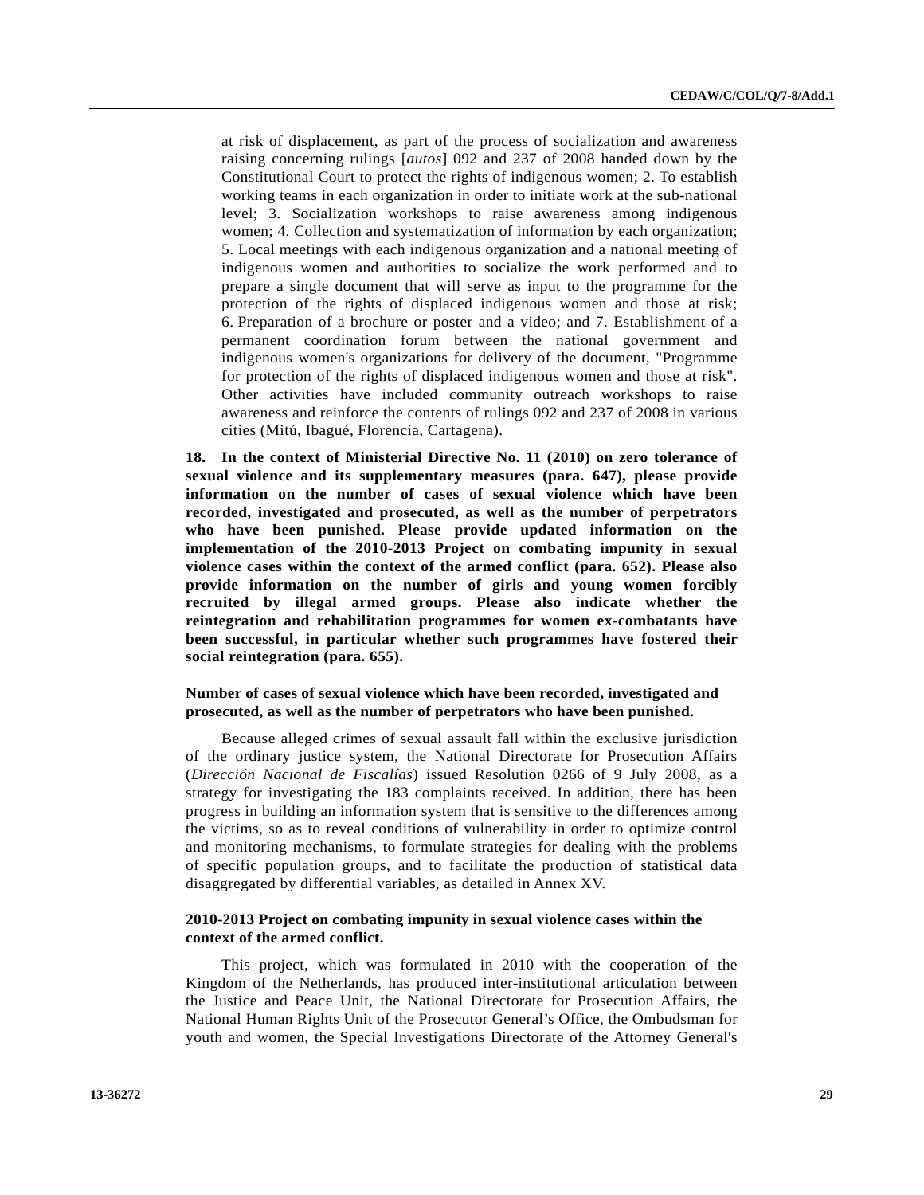at risk of displacement, as part of the process of socialization and awareness raising concerning rulings [*autos*] 092 and 237 of 2008 handed down by the Constitutional Court to protect the rights of indigenous women; 2. To establish working teams in each organization in order to initiate work at the sub-national level; 3. Socialization workshops to raise awareness among indigenous women; 4. Collection and systematization of information by each organization; 5. Local meetings with each indigenous organization and a national meeting of indigenous women and authorities to socialize the work performed and to prepare a single document that will serve as input to the programme for the protection of the rights of displaced indigenous women and those at risk; 6. Preparation of a brochure or poster and a video; and 7. Establishment of a permanent coordination forum between the national government and indigenous women's organizations for delivery of the document, "Programme for protection of the rights of displaced indigenous women and those at risk". Other activities have included community outreach workshops to raise awareness and reinforce the contents of rulings 092 and 237 of 2008 in various cities (Mitú, Ibagué, Florencia, Cartagena).

**18. In the context of Ministerial Directive No. 11 (2010) on zero tolerance of sexual violence and its supplementary measures (para. 647), please provide information on the number of cases of sexual violence which have been recorded, investigated and prosecuted, as well as the number of perpetrators who have been punished. Please provide updated information on the implementation of the 2010-2013 Project on combating impunity in sexual violence cases within the context of the armed conflict (para. 652). Please also provide information on the number of girls and young women forcibly recruited by illegal armed groups. Please also indicate whether the reintegration and rehabilitation programmes for women ex-combatants have been successful, in particular whether such programmes have fostered their social reintegration (para. 655).**

### Number of cases of sexual violence which have been recorded, investigated and prosecuted, as well as the number of perpetrators who have been punished.

Because alleged crimes of sexual assault fall within the exclusive jurisdiction of the ordinary justice system, the National Directorate for Prosecution Affairs (*Dirección Nacional de Fiscalías*) issued Resolution 0266 of 9 July 2008, as a strategy for investigating the 183 complaints received. In addition, there has been progress in building an information system that is sensitive to the differences among the victims, so as to reveal conditions of vulnerability in order to optimize control and monitoring mechanisms, to formulate strategies for dealing with the problems of specific population groups, and to facilitate the production of statistical data disaggregated by differential variables, as detailed in Annex XV.

### 2010-2013 Project on combating impunity in sexual violence cases within the context of the armed conflict.

This project, which was formulated in 2010 with the cooperation of the Kingdom of the Netherlands, has produced inter-institutional articulation between the Justice and Peace Unit, the National Directorate for Prosecution Affairs, the National Human Rights Unit of the Prosecutor General's Office, the Ombudsman for youth and women, the Special Investigations Directorate of the Attorney General's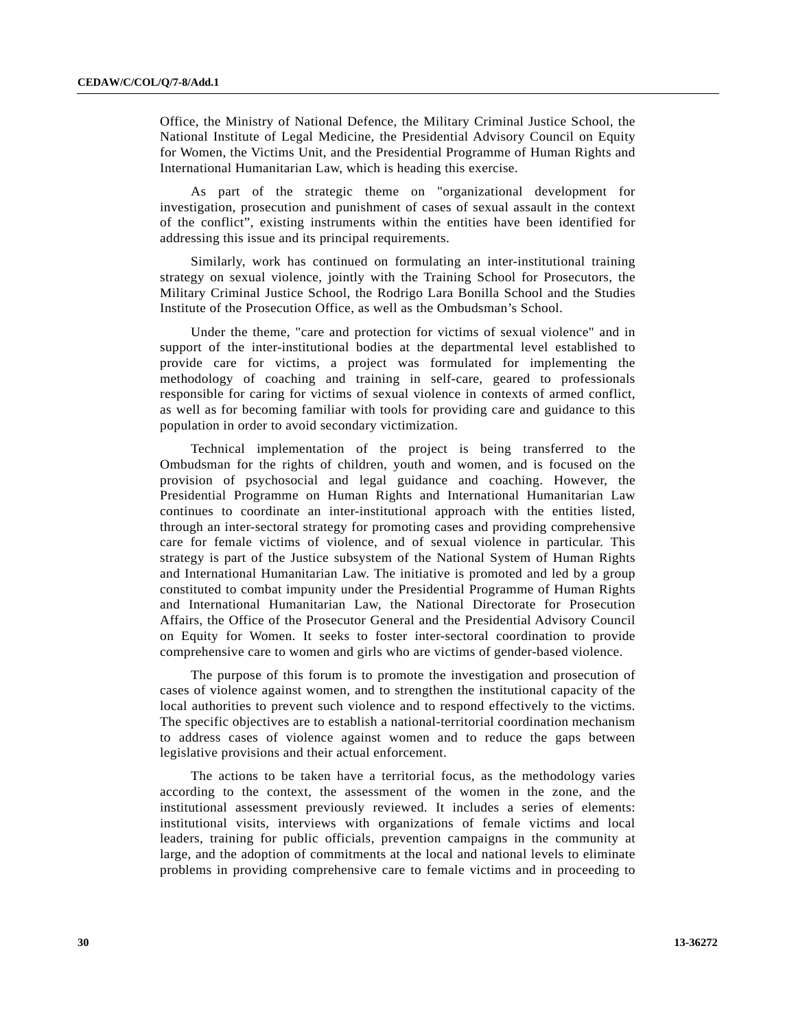Office, the Ministry of National Defence, the Military Criminal Justice School, the National Institute of Legal Medicine, the Presidential Advisory Council on Equity for Women, the Victims Unit, and the Presidential Programme of Human Rights and International Humanitarian Law, which is heading this exercise.

As part of the strategic theme on "organizational development for investigation, prosecution and punishment of cases of sexual assault in the context of the conflict", existing instruments within the entities have been identified for addressing this issue and its principal requirements.

Similarly, work has continued on formulating an inter-institutional training strategy on sexual violence, jointly with the Training School for Prosecutors, the Military Criminal Justice School, the Rodrigo Lara Bonilla School and the Studies Institute of the Prosecution Office, as well as the Ombudsman's School.

Under the theme, "care and protection for victims of sexual violence" and in support of the inter-institutional bodies at the departmental level established to provide care for victims, a project was formulated for implementing the methodology of coaching and training in self-care, geared to professionals responsible for caring for victims of sexual violence in contexts of armed conflict, as well as for becoming familiar with tools for providing care and guidance to this population in order to avoid secondary victimization.

Technical implementation of the project is being transferred to the Ombudsman for the rights of children, youth and women, and is focused on the provision of psychosocial and legal guidance and coaching. However, the Presidential Programme on Human Rights and International Humanitarian Law continues to coordinate an inter-institutional approach with the entities listed, through an inter-sectoral strategy for promoting cases and providing comprehensive care for female victims of violence, and of sexual violence in particular. This strategy is part of the Justice subsystem of the National System of Human Rights and International Humanitarian Law. The initiative is promoted and led by a group constituted to combat impunity under the Presidential Programme of Human Rights and International Humanitarian Law, the National Directorate for Prosecution Affairs, the Office of the Prosecutor General and the Presidential Advisory Council on Equity for Women. It seeks to foster inter-sectoral coordination to provide comprehensive care to women and girls who are victims of gender-based violence.

The purpose of this forum is to promote the investigation and prosecution of cases of violence against women, and to strengthen the institutional capacity of the local authorities to prevent such violence and to respond effectively to the victims. The specific objectives are to establish a national-territorial coordination mechanism to address cases of violence against women and to reduce the gaps between legislative provisions and their actual enforcement.

The actions to be taken have a territorial focus, as the methodology varies according to the context, the assessment of the women in the zone, and the institutional assessment previously reviewed. It includes a series of elements: institutional visits, interviews with organizations of female victims and local leaders, training for public officials, prevention campaigns in the community at large, and the adoption of commitments at the local and national levels to eliminate problems in providing comprehensive care to female victims and in proceeding to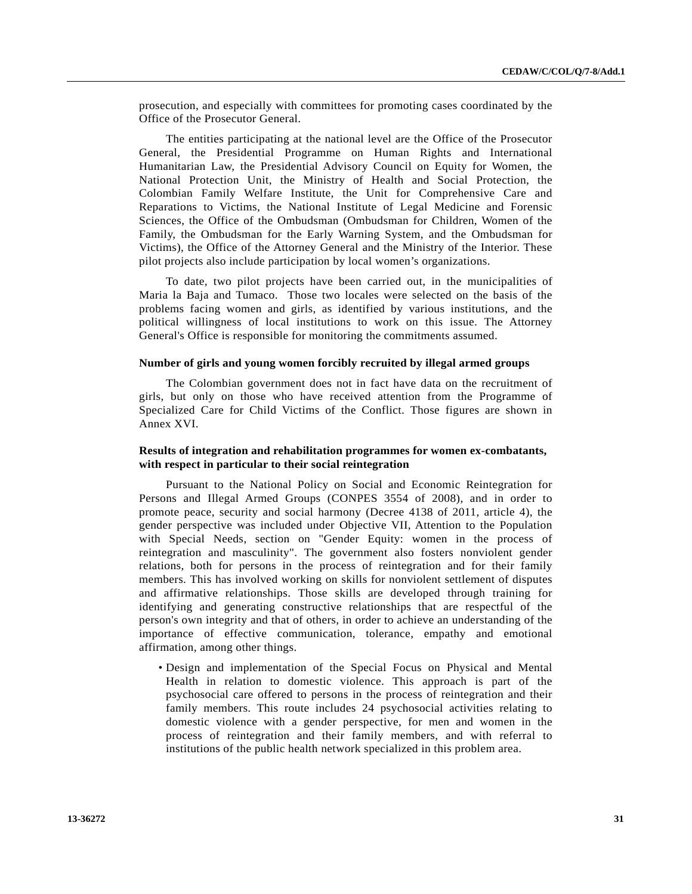prosecution, and especially with committees for promoting cases coordinated by the Office of the Prosecutor General.

The entities participating at the national level are the Office of the Prosecutor General, the Presidential Programme on Human Rights and International Humanitarian Law, the Presidential Advisory Council on Equity for Women, the National Protection Unit, the Ministry of Health and Social Protection, the Colombian Family Welfare Institute, the Unit for Comprehensive Care and Reparations to Victims, the National Institute of Legal Medicine and Forensic Sciences, the Office of the Ombudsman (Ombudsman for Children, Women of the Family, the Ombudsman for the Early Warning System, and the Ombudsman for Victims), the Office of the Attorney General and the Ministry of the Interior. These pilot projects also include participation by local women's organizations.

To date, two pilot projects have been carried out, in the municipalities of Maria la Baja and Tumaco. Those two locales were selected on the basis of the problems facing women and girls, as identified by various institutions, and the political willingness of local institutions to work on this issue. The Attorney General's Office is responsible for monitoring the commitments assumed.

**Number of girls and young women forcibly recruited by illegal armed groups**

The Colombian government does not in fact have data on the recruitment of girls, but only on those who have received attention from the Programme of Specialized Care for Child Victims of the Conflict. Those figures are shown in Annex XVI.

**Results of integration and rehabilitation programmes for women ex-combatants, with respect in particular to their social reintegration**

Pursuant to the National Policy on Social and Economic Reintegration for Persons and Illegal Armed Groups (CONPES 3554 of 2008), and in order to promote peace, security and social harmony (Decree 4138 of 2011, article 4), the gender perspective was included under Objective VII, Attention to the Population with Special Needs, section on "Gender Equity: women in the process of reintegration and masculinity". The government also fosters nonviolent gender relations, both for persons in the process of reintegration and for their family members. This has involved working on skills for nonviolent settlement of disputes and affirmative relationships. Those skills are developed through training for identifying and generating constructive relationships that are respectful of the person's own integrity and that of others, in order to achieve an understanding of the importance of effective communication, tolerance, empathy and emotional affirmation, among other things.

- Design and implementation of the Special Focus on Physical and Mental Health in relation to domestic violence. This approach is part of the psychosocial care offered to persons in the process of reintegration and their family members. This route includes 24 psychosocial activities relating to domestic violence with a gender perspective, for men and women in the process of reintegration and their family members, and with referral to institutions of the public health network specialized in this problem area.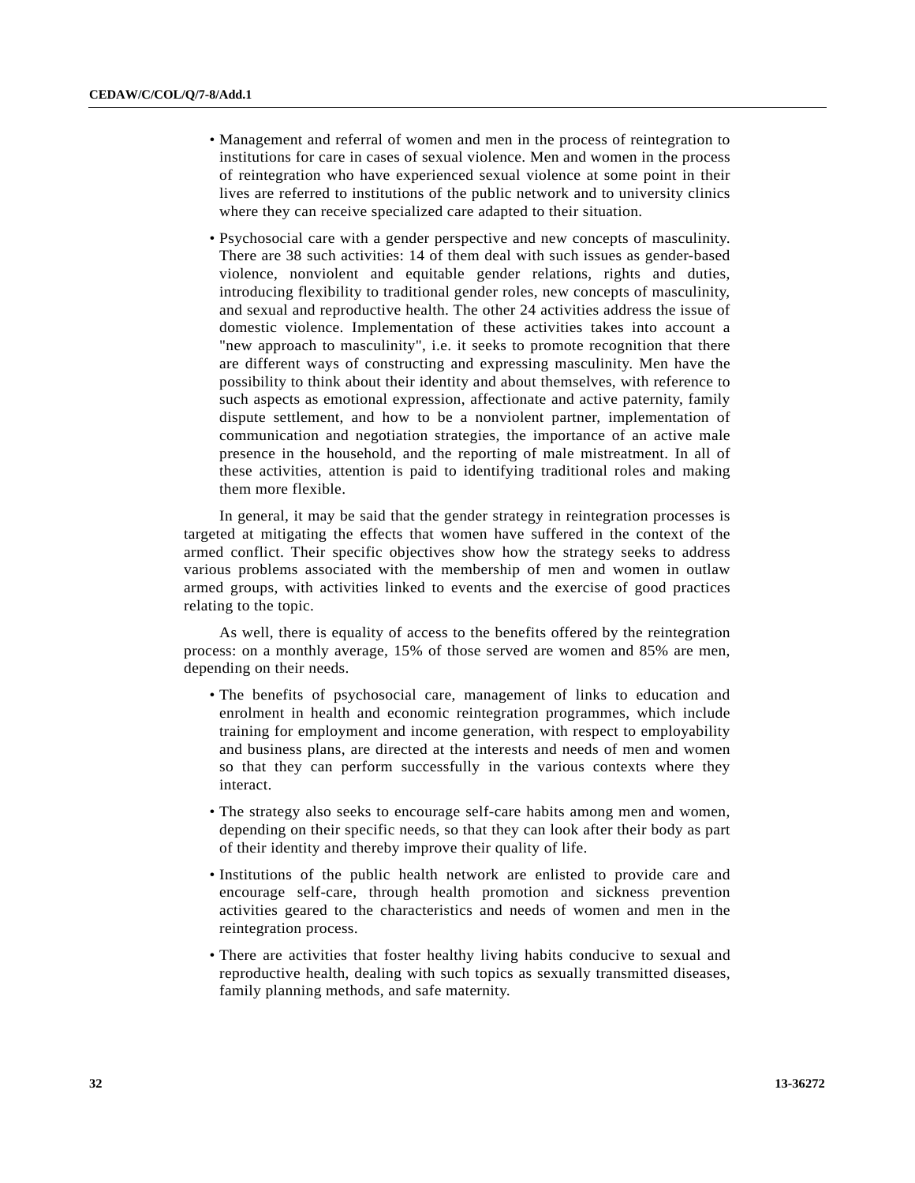- Management and referral of women and men in the process of reintegration to institutions for care in cases of sexual violence. Men and women in the process of reintegration who have experienced sexual violence at some point in their lives are referred to institutions of the public network and to university clinics where they can receive specialized care adapted to their situation.

- Psychosocial care with a gender perspective and new concepts of masculinity. There are 38 such activities: 14 of them deal with such issues as gender-based violence, nonviolent and equitable gender relations, rights and duties, introducing flexibility to traditional gender roles, new concepts of masculinity, and sexual and reproductive health. The other 24 activities address the issue of domestic violence. Implementation of these activities takes into account a "new approach to masculinity", i.e. it seeks to promote recognition that there are different ways of constructing and expressing masculinity. Men have the possibility to think about their identity and about themselves, with reference to such aspects as emotional expression, affectionate and active paternity, family dispute settlement, and how to be a nonviolent partner, implementation of communication and negotiation strategies, the importance of an active male presence in the household, and the reporting of male mistreatment. In all of these activities, attention is paid to identifying traditional roles and making them more flexible.

In general, it may be said that the gender strategy in reintegration processes is targeted at mitigating the effects that women have suffered in the context of the armed conflict. Their specific objectives show how the strategy seeks to address various problems associated with the membership of men and women in outlaw armed groups, with activities linked to events and the exercise of good practices relating to the topic.

As well, there is equality of access to the benefits offered by the reintegration process: on a monthly average, 15% of those served are women and 85% are men, depending on their needs.

- The benefits of psychosocial care, management of links to education and enrolment in health and economic reintegration programmes, which include training for employment and income generation, with respect to employability and business plans, are directed at the interests and needs of men and women so that they can perform successfully in the various contexts where they interact.

- The strategy also seeks to encourage self-care habits among men and women, depending on their specific needs, so that they can look after their body as part of their identity and thereby improve their quality of life.

- Institutions of the public health network are enlisted to provide care and encourage self-care, through health promotion and sickness prevention activities geared to the characteristics and needs of women and men in the reintegration process.

- There are activities that foster healthy living habits conducive to sexual and reproductive health, dealing with such topics as sexually transmitted diseases, family planning methods, and safe maternity.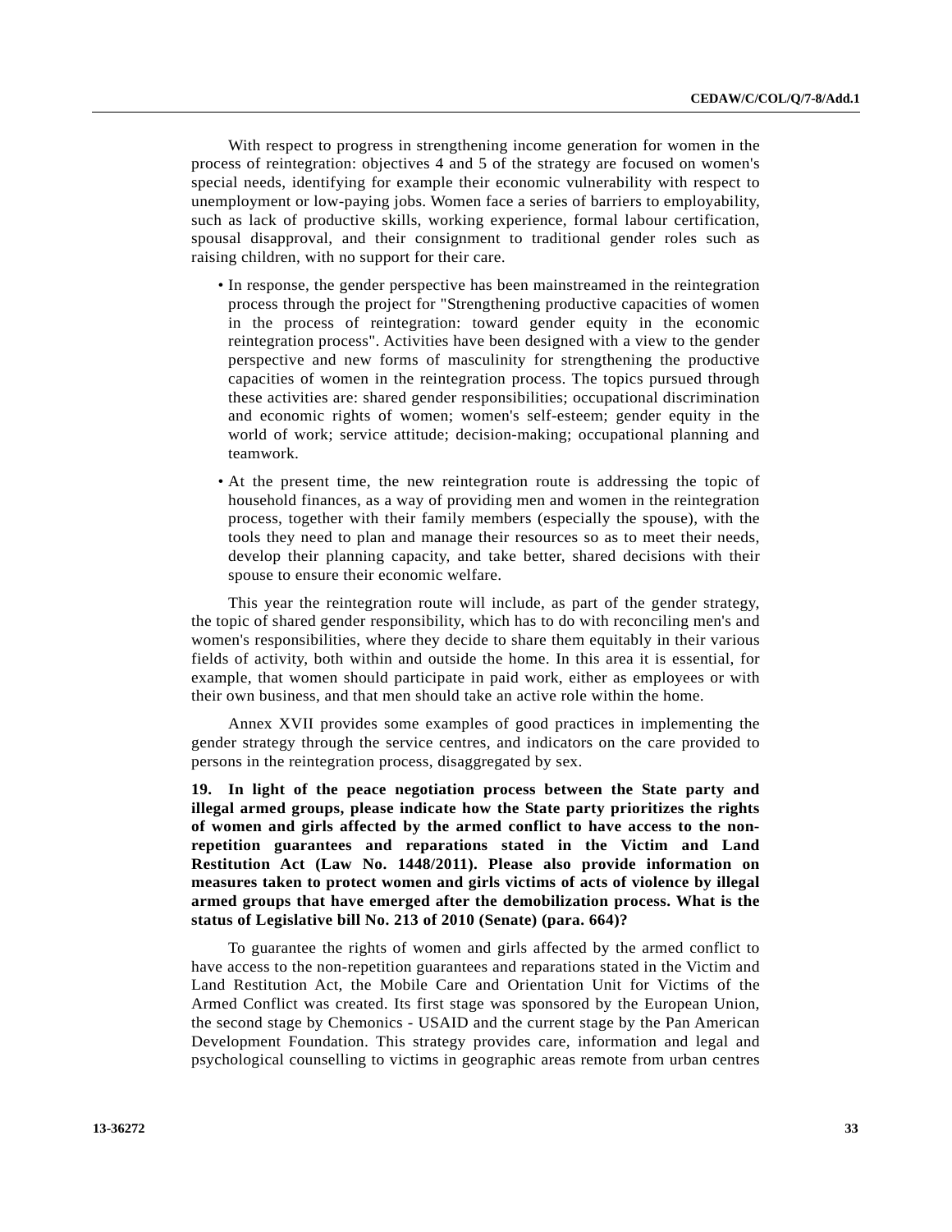With respect to progress in strengthening income generation for women in the process of reintegration: objectives 4 and 5 of the strategy are focused on women's special needs, identifying for example their economic vulnerability with respect to unemployment or low-paying jobs. Women face a series of barriers to employability, such as lack of productive skills, working experience, formal labour certification, spousal disapproval, and their consignment to traditional gender roles such as raising children, with no support for their care.

- In response, the gender perspective has been mainstreamed in the reintegration process through the project for "Strengthening productive capacities of women in the process of reintegration: toward gender equity in the economic reintegration process". Activities have been designed with a view to the gender perspective and new forms of masculinity for strengthening the productive capacities of women in the reintegration process. The topics pursued through these activities are: shared gender responsibilities; occupational discrimination and economic rights of women; women's self-esteem; gender equity in the world of work; service attitude; decision-making; occupational planning and teamwork.

- At the present time, the new reintegration route is addressing the topic of household finances, as a way of providing men and women in the reintegration process, together with their family members (especially the spouse), with the tools they need to plan and manage their resources so as to meet their needs, develop their planning capacity, and take better, shared decisions with their spouse to ensure their economic welfare.

This year the reintegration route will include, as part of the gender strategy, the topic of shared gender responsibility, which has to do with reconciling men's and women's responsibilities, where they decide to share them equitably in their various fields of activity, both within and outside the home. In this area it is essential, for example, that women should participate in paid work, either as employees or with their own business, and that men should take an active role within the home.

Annex XVII provides some examples of good practices in implementing the gender strategy through the service centres, and indicators on the care provided to persons in the reintegration process, disaggregated by sex.

**19. In light of the peace negotiation process between the State party and illegal armed groups, please indicate how the State party prioritizes the rights of women and girls affected by the armed conflict to have access to the non-repetition guarantees and reparations stated in the Victim and Land Restitution Act (Law No. 1448/2011). Please also provide information on measures taken to protect women and girls victims of acts of violence by illegal armed groups that have emerged after the demobilization process. What is the status of Legislative bill No. 213 of 2010 (Senate) (para. 664)?**

To guarantee the rights of women and girls affected by the armed conflict to have access to the non-repetition guarantees and reparations stated in the Victim and Land Restitution Act, the Mobile Care and Orientation Unit for Victims of the Armed Conflict was created. Its first stage was sponsored by the European Union, the second stage by Chemonics - USAID and the current stage by the Pan American Development Foundation. This strategy provides care, information and legal and psychological counselling to victims in geographic areas remote from urban centres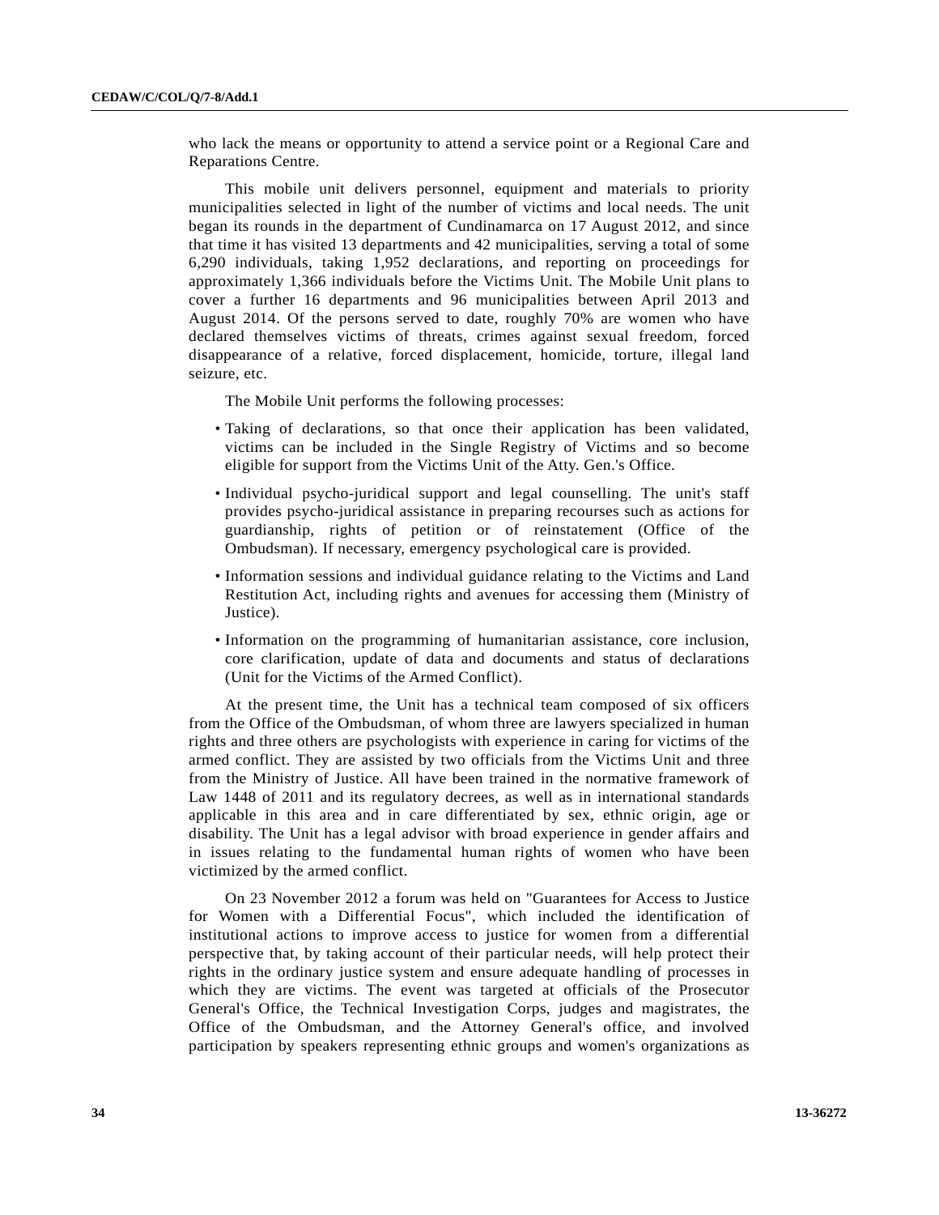who lack the means or opportunity to attend a service point or a Regional Care and Reparations Centre.

This mobile unit delivers personnel, equipment and materials to priority municipalities selected in light of the number of victims and local needs. The unit began its rounds in the department of Cundinamarca on 17 August 2012, and since that time it has visited 13 departments and 42 municipalities, serving a total of some 6,290 individuals, taking 1,952 declarations, and reporting on proceedings for approximately 1,366 individuals before the Victims Unit. The Mobile Unit plans to cover a further 16 departments and 96 municipalities between April 2013 and August 2014. Of the persons served to date, roughly 70% are women who have declared themselves victims of threats, crimes against sexual freedom, forced disappearance of a relative, forced displacement, homicide, torture, illegal land seizure, etc.

The Mobile Unit performs the following processes:

- Taking of declarations, so that once their application has been validated, victims can be included in the Single Registry of Victims and so become eligible for support from the Victims Unit of the Atty. Gen.'s Office.
- Individual psycho-juridical support and legal counselling. The unit's staff provides psycho-juridical assistance in preparing recourses such as actions for guardianship, rights of petition or of reinstatement (Office of the Ombudsman). If necessary, emergency psychological care is provided.
- Information sessions and individual guidance relating to the Victims and Land Restitution Act, including rights and avenues for accessing them (Ministry of Justice).
- Information on the programming of humanitarian assistance, core inclusion, core clarification, update of data and documents and status of declarations (Unit for the Victims of the Armed Conflict).

At the present time, the Unit has a technical team composed of six officers from the Office of the Ombudsman, of whom three are lawyers specialized in human rights and three others are psychologists with experience in caring for victims of the armed conflict. They are assisted by two officials from the Victims Unit and three from the Ministry of Justice. All have been trained in the normative framework of Law 1448 of 2011 and its regulatory decrees, as well as in international standards applicable in this area and in care differentiated by sex, ethnic origin, age or disability. The Unit has a legal advisor with broad experience in gender affairs and in issues relating to the fundamental human rights of women who have been victimized by the armed conflict.

On 23 November 2012 a forum was held on "Guarantees for Access to Justice for Women with a Differential Focus", which included the identification of institutional actions to improve access to justice for women from a differential perspective that, by taking account of their particular needs, will help protect their rights in the ordinary justice system and ensure adequate handling of processes in which they are victims. The event was targeted at officials of the Prosecutor General's Office, the Technical Investigation Corps, judges and magistrates, the Office of the Ombudsman, and the Attorney General's office, and involved participation by speakers representing ethnic groups and women's organizations as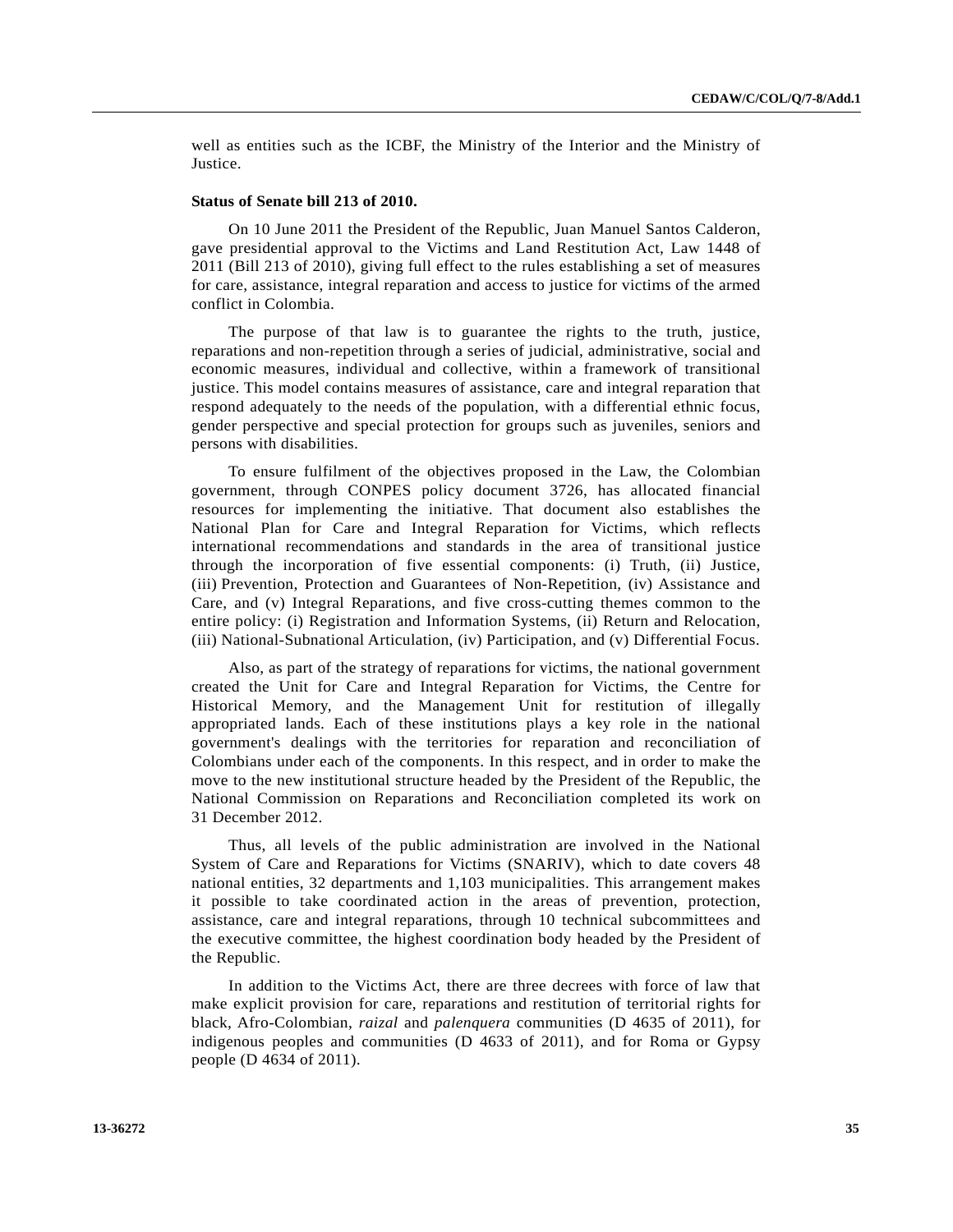well as entities such as the ICBF, the Ministry of the Interior and the Ministry of Justice.

**Status of Senate bill 213 of 2010.**

On 10 June 2011 the President of the Republic, Juan Manuel Santos Calderon, gave presidential approval to the Victims and Land Restitution Act, Law 1448 of 2011 (Bill 213 of 2010), giving full effect to the rules establishing a set of measures for care, assistance, integral reparation and access to justice for victims of the armed conflict in Colombia.

The purpose of that law is to guarantee the rights to the truth, justice, reparations and non-repetition through a series of judicial, administrative, social and economic measures, individual and collective, within a framework of transitional justice. This model contains measures of assistance, care and integral reparation that respond adequately to the needs of the population, with a differential ethnic focus, gender perspective and special protection for groups such as juveniles, seniors and persons with disabilities.

To ensure fulfilment of the objectives proposed in the Law, the Colombian government, through CONPES policy document 3726, has allocated financial resources for implementing the initiative. That document also establishes the National Plan for Care and Integral Reparation for Victims, which reflects international recommendations and standards in the area of transitional justice through the incorporation of five essential components: (i) Truth, (ii) Justice, (iii) Prevention, Protection and Guarantees of Non-Repetition, (iv) Assistance and Care, and (v) Integral Reparations, and five cross-cutting themes common to the entire policy: (i) Registration and Information Systems, (ii) Return and Relocation, (iii) National-Subnational Articulation, (iv) Participation, and (v) Differential Focus.

Also, as part of the strategy of reparations for victims, the national government created the Unit for Care and Integral Reparation for Victims, the Centre for Historical Memory, and the Management Unit for restitution of illegally appropriated lands. Each of these institutions plays a key role in the national government's dealings with the territories for reparation and reconciliation of Colombians under each of the components. In this respect, and in order to make the move to the new institutional structure headed by the President of the Republic, the National Commission on Reparations and Reconciliation completed its work on 31 December 2012.

Thus, all levels of the public administration are involved in the National System of Care and Reparations for Victims (SNARIV), which to date covers 48 national entities, 32 departments and 1,103 municipalities. This arrangement makes it possible to take coordinated action in the areas of prevention, protection, assistance, care and integral reparations, through 10 technical subcommittees and the executive committee, the highest coordination body headed by the President of the Republic.

In addition to the Victims Act, there are three decrees with force of law that make explicit provision for care, reparations and restitution of territorial rights for black, Afro-Colombian, *raizal* and *palenquera* communities (D 4635 of 2011), for indigenous peoples and communities (D 4633 of 2011), and for Roma or Gypsy people (D 4634 of 2011).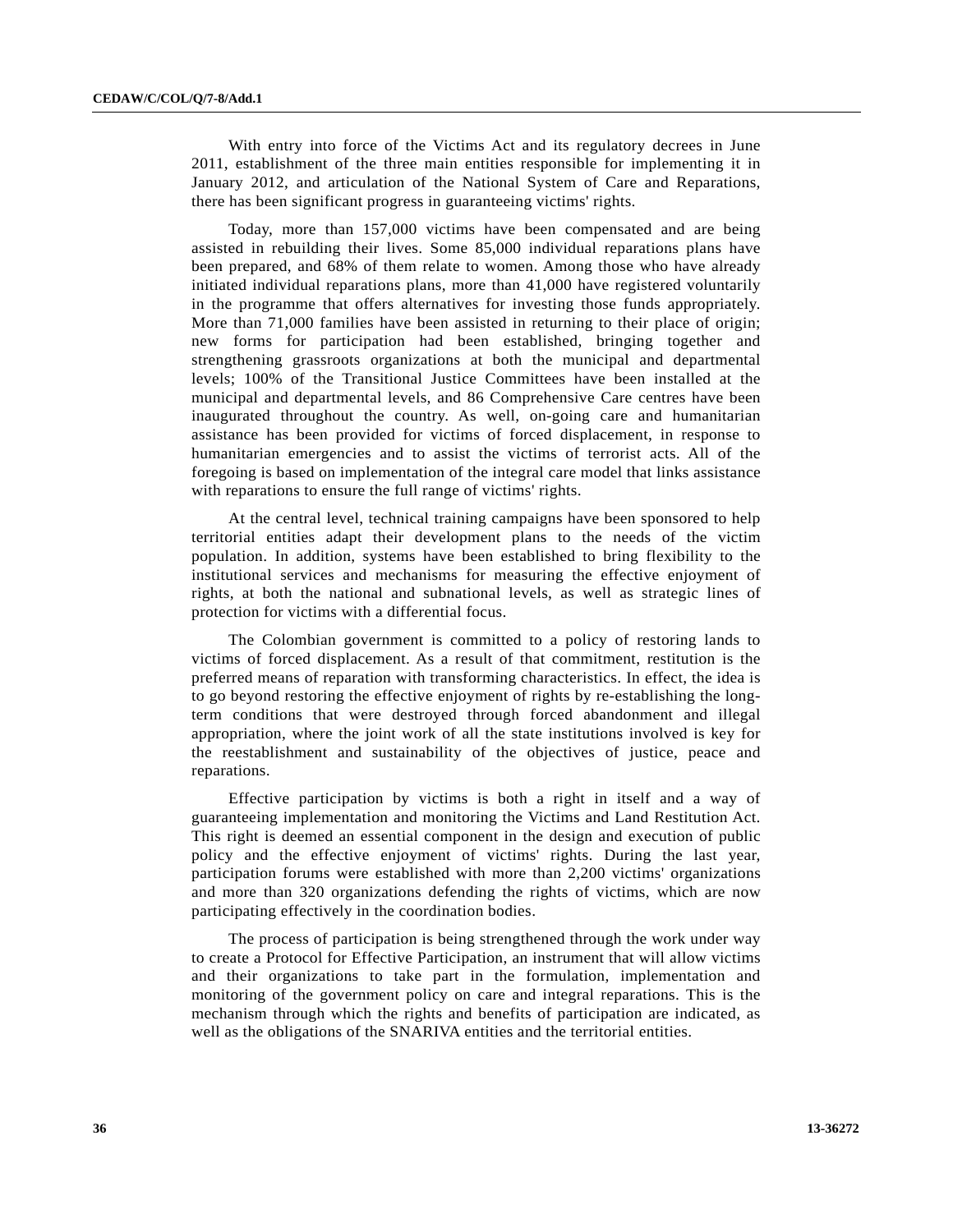With entry into force of the Victims Act and its regulatory decrees in June 2011, establishment of the three main entities responsible for implementing it in January 2012, and articulation of the National System of Care and Reparations, there has been significant progress in guaranteeing victims' rights.

Today, more than 157,000 victims have been compensated and are being assisted in rebuilding their lives. Some 85,000 individual reparations plans have been prepared, and 68% of them relate to women. Among those who have already initiated individual reparations plans, more than 41,000 have registered voluntarily in the programme that offers alternatives for investing those funds appropriately. More than 71,000 families have been assisted in returning to their place of origin; new forms for participation had been established, bringing together and strengthening grassroots organizations at both the municipal and departmental levels; 100% of the Transitional Justice Committees have been installed at the municipal and departmental levels, and 86 Comprehensive Care centres have been inaugurated throughout the country. As well, on-going care and humanitarian assistance has been provided for victims of forced displacement, in response to humanitarian emergencies and to assist the victims of terrorist acts. All of the foregoing is based on implementation of the integral care model that links assistance with reparations to ensure the full range of victims' rights.

At the central level, technical training campaigns have been sponsored to help territorial entities adapt their development plans to the needs of the victim population. In addition, systems have been established to bring flexibility to the institutional services and mechanisms for measuring the effective enjoyment of rights, at both the national and subnational levels, as well as strategic lines of protection for victims with a differential focus.

The Colombian government is committed to a policy of restoring lands to victims of forced displacement. As a result of that commitment, restitution is the preferred means of reparation with transforming characteristics. In effect, the idea is to go beyond restoring the effective enjoyment of rights by re-establishing the long-term conditions that were destroyed through forced abandonment and illegal appropriation, where the joint work of all the state institutions involved is key for the reestablishment and sustainability of the objectives of justice, peace and reparations.

Effective participation by victims is both a right in itself and a way of guaranteeing implementation and monitoring the Victims and Land Restitution Act. This right is deemed an essential component in the design and execution of public policy and the effective enjoyment of victims' rights. During the last year, participation forums were established with more than 2,200 victims' organizations and more than 320 organizations defending the rights of victims, which are now participating effectively in the coordination bodies.

The process of participation is being strengthened through the work under way to create a Protocol for Effective Participation, an instrument that will allow victims and their organizations to take part in the formulation, implementation and monitoring of the government policy on care and integral reparations. This is the mechanism through which the rights and benefits of participation are indicated, as well as the obligations of the SNARIVA entities and the territorial entities.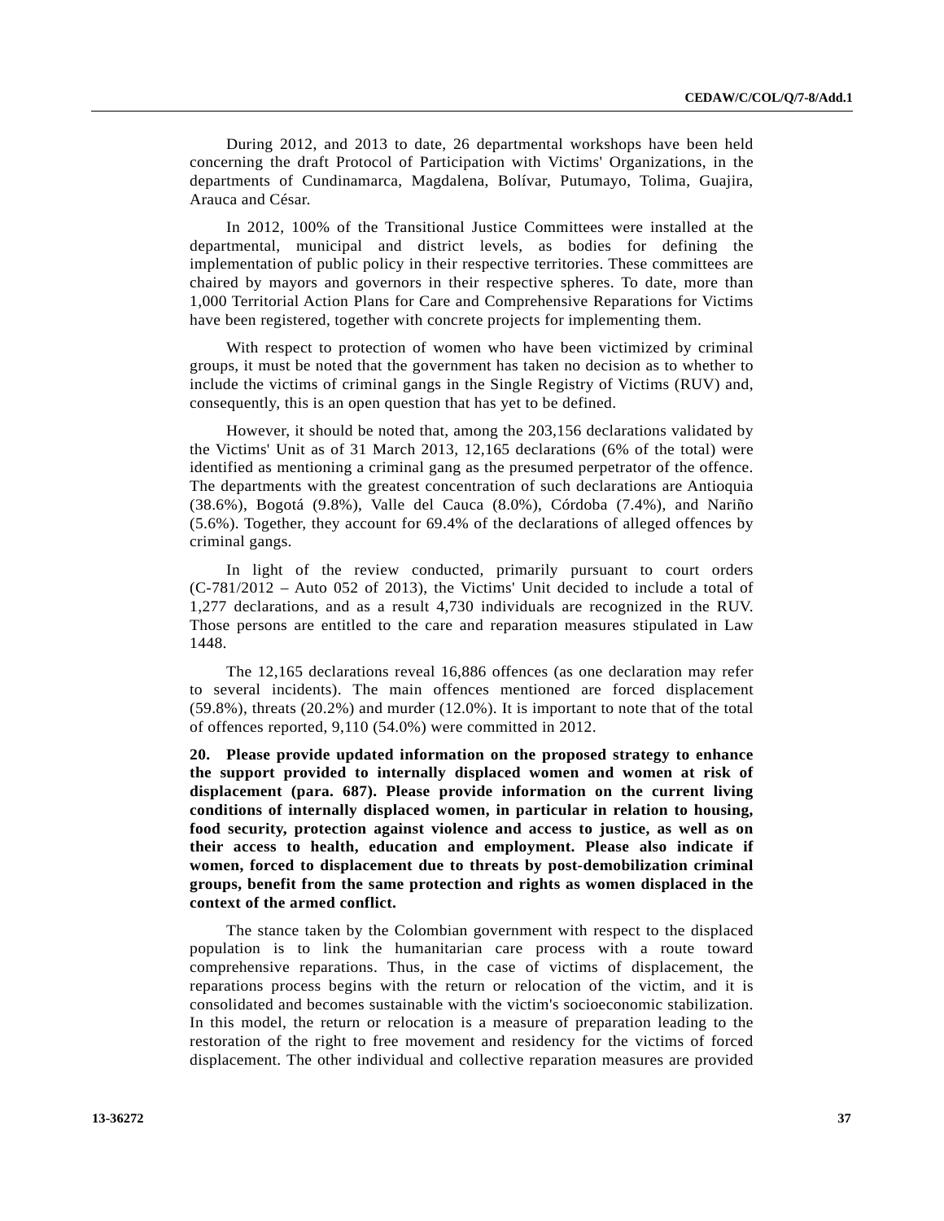During 2012, and 2013 to date, 26 departmental workshops have been held concerning the draft Protocol of Participation with Victims' Organizations, in the departments of Cundinamarca, Magdalena, Bolívar, Putumayo, Tolima, Guajira, Arauca and César.

In 2012, 100% of the Transitional Justice Committees were installed at the departmental, municipal and district levels, as bodies for defining the implementation of public policy in their respective territories. These committees are chaired by mayors and governors in their respective spheres. To date, more than 1,000 Territorial Action Plans for Care and Comprehensive Reparations for Victims have been registered, together with concrete projects for implementing them.

With respect to protection of women who have been victimized by criminal groups, it must be noted that the government has taken no decision as to whether to include the victims of criminal gangs in the Single Registry of Victims (RUV) and, consequently, this is an open question that has yet to be defined.

However, it should be noted that, among the 203,156 declarations validated by the Victims' Unit as of 31 March 2013, 12,165 declarations (6% of the total) were identified as mentioning a criminal gang as the presumed perpetrator of the offence. The departments with the greatest concentration of such declarations are Antioquia (38.6%), Bogotá (9.8%), Valle del Cauca (8.0%), Córdoba (7.4%), and Nariño (5.6%). Together, they account for 69.4% of the declarations of alleged offences by criminal gangs.

In light of the review conducted, primarily pursuant to court orders (C-781/2012 – Auto 052 of 2013), the Victims' Unit decided to include a total of 1,277 declarations, and as a result 4,730 individuals are recognized in the RUV. Those persons are entitled to the care and reparation measures stipulated in Law 1448.

The 12,165 declarations reveal 16,886 offences (as one declaration may refer to several incidents). The main offences mentioned are forced displacement (59.8%), threats (20.2%) and murder (12.0%). It is important to note that of the total of offences reported, 9,110 (54.0%) were committed in 2012.

**20. Please provide updated information on the proposed strategy to enhance the support provided to internally displaced women and women at risk of displacement (para. 687). Please provide information on the current living conditions of internally displaced women, in particular in relation to housing, food security, protection against violence and access to justice, as well as on their access to health, education and employment. Please also indicate if women, forced to displacement due to threats by post-demobilization criminal groups, benefit from the same protection and rights as women displaced in the context of the armed conflict.**

The stance taken by the Colombian government with respect to the displaced population is to link the humanitarian care process with a route toward comprehensive reparations. Thus, in the case of victims of displacement, the reparations process begins with the return or relocation of the victim, and it is consolidated and becomes sustainable with the victim's socioeconomic stabilization. In this model, the return or relocation is a measure of preparation leading to the restoration of the right to free movement and residency for the victims of forced displacement. The other individual and collective reparation measures are provided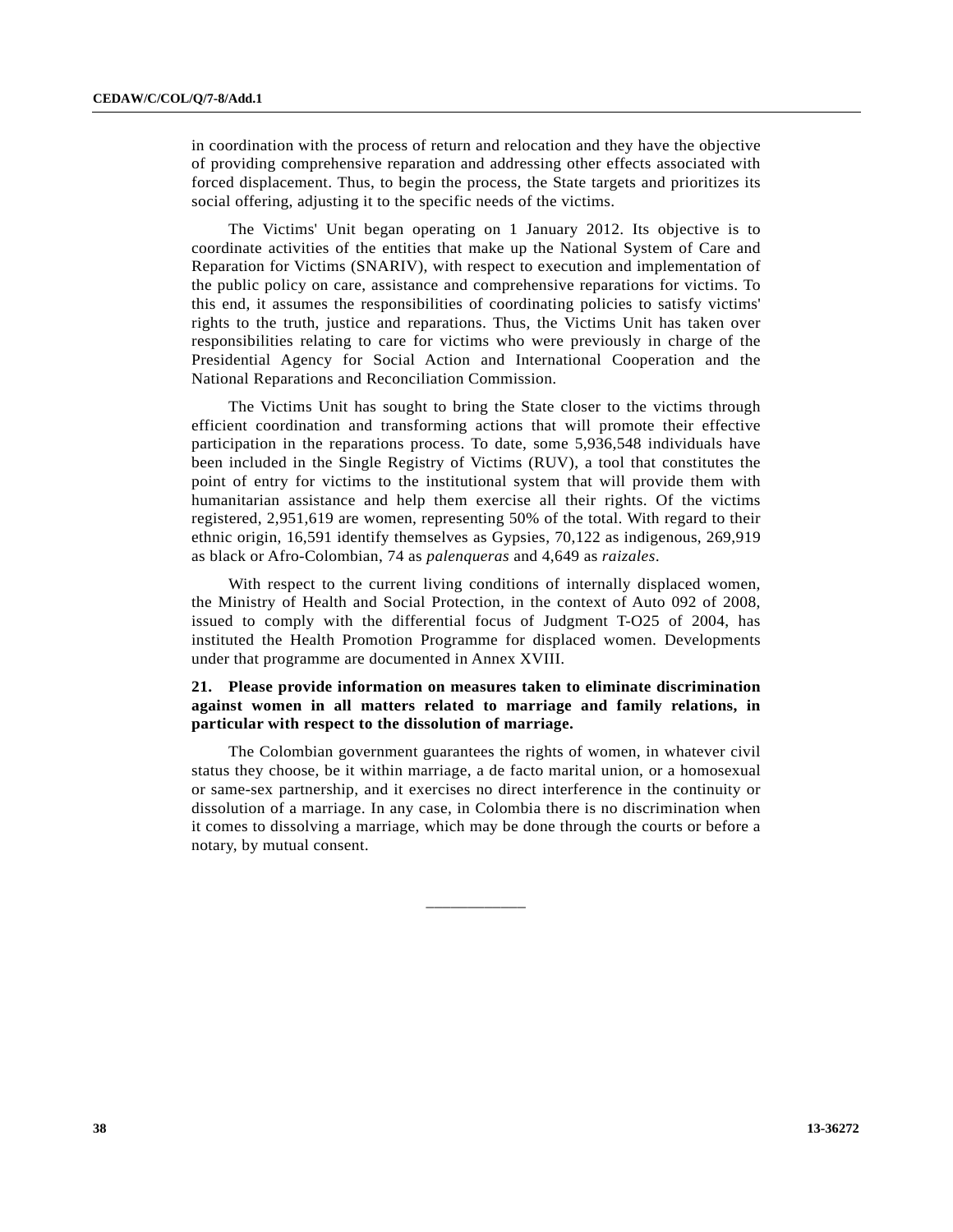in coordination with the process of return and relocation and they have the objective of providing comprehensive reparation and addressing other effects associated with forced displacement. Thus, to begin the process, the State targets and prioritizes its social offering, adjusting it to the specific needs of the victims.

The Victims' Unit began operating on 1 January 2012. Its objective is to coordinate activities of the entities that make up the National System of Care and Reparation for Victims (SNARIV), with respect to execution and implementation of the public policy on care, assistance and comprehensive reparations for victims. To this end, it assumes the responsibilities of coordinating policies to satisfy victims' rights to the truth, justice and reparations. Thus, the Victims Unit has taken over responsibilities relating to care for victims who were previously in charge of the Presidential Agency for Social Action and International Cooperation and the National Reparations and Reconciliation Commission.

The Victims Unit has sought to bring the State closer to the victims through efficient coordination and transforming actions that will promote their effective participation in the reparations process. To date, some 5,936,548 individuals have been included in the Single Registry of Victims (RUV), a tool that constitutes the point of entry for victims to the institutional system that will provide them with humanitarian assistance and help them exercise all their rights. Of the victims registered, 2,951,619 are women, representing 50% of the total. With regard to their ethnic origin, 16,591 identify themselves as Gypsies, 70,122 as indigenous, 269,919 as black or Afro-Colombian, 74 as *palenqueras* and 4,649 as *raizales*.

With respect to the current living conditions of internally displaced women, the Ministry of Health and Social Protection, in the context of Auto 092 of 2008, issued to comply with the differential focus of Judgment T-O25 of 2004, has instituted the Health Promotion Programme for displaced women. Developments under that programme are documented in Annex XVIII.

**21. Please provide information on measures taken to eliminate discrimination against women in all matters related to marriage and family relations, in particular with respect to the dissolution of marriage.**

The Colombian government guarantees the rights of women, in whatever civil status they choose, be it within marriage, a de facto marital union, or a homosexual or same-sex partnership, and it exercises no direct interference in the continuity or dissolution of a marriage. In any case, in Colombia there is no discrimination when it comes to dissolving a marriage, which may be done through the courts or before a notary, by mutual consent.